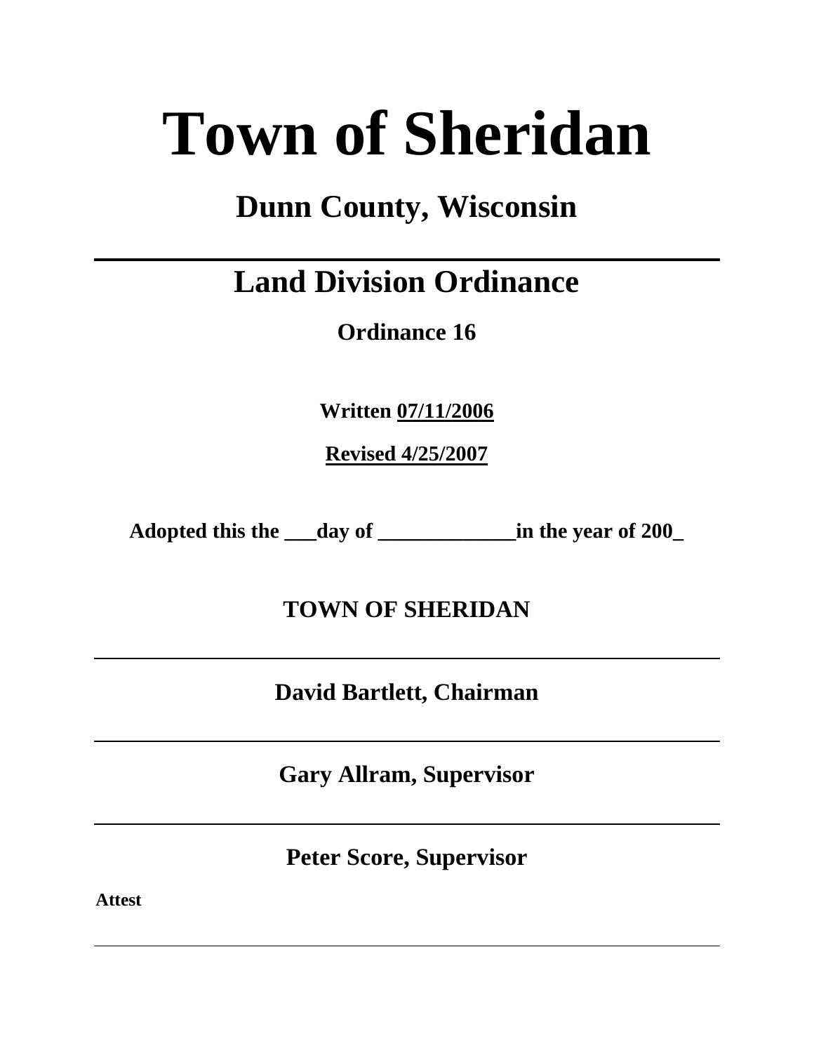# Town of Sheridan

## Dunn County, Wisconsin

---

## Land Division Ordinance

**Ordinance 16**

**Written 07/11/2006**

**Revised 4/25/2007**

**Adopted this the ___day of _____________in the year of 200_**

**TOWN OF SHERIDAN**

---

**David Bartlett, Chairman**

---

**Gary Allram, Supervisor**

---

**Peter Score, Supervisor**

**Attest**

---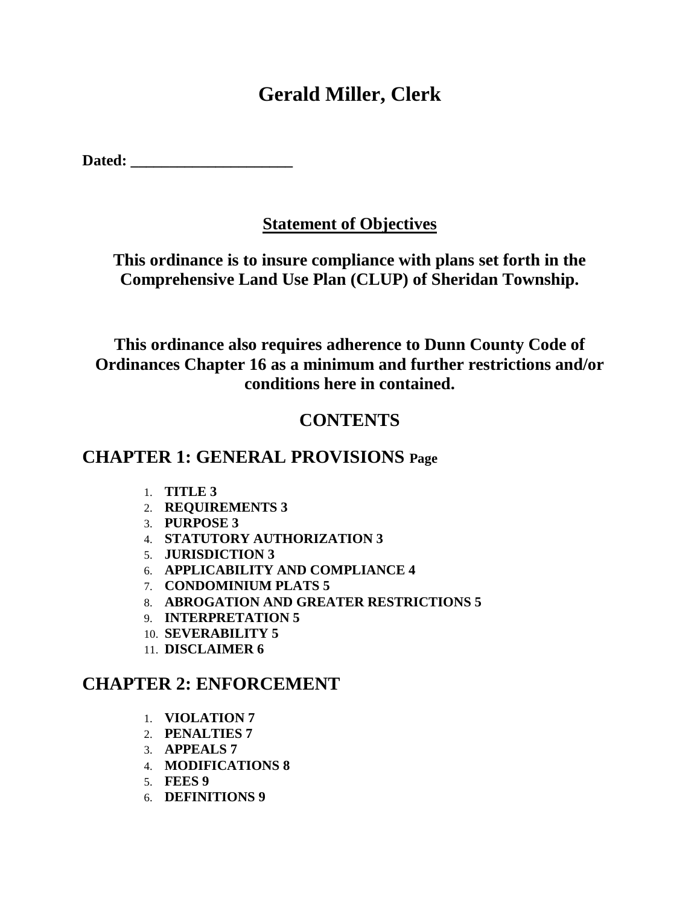# Gerald Miller, Clerk

**Dated: ____________________**

**Statement of Objectives**

**This ordinance is to insure compliance with plans set forth in the Comprehensive Land Use Plan (CLUP) of Sheridan Township.**

**This ordinance also requires adherence to Dunn County Code of Ordinances Chapter 16 as a minimum and further restrictions and/or conditions here in contained.**

## CONTENTS

## CHAPTER 1: GENERAL PROVISIONS Page

1. **TITLE 3**
2. **REQUIREMENTS 3**
3. **PURPOSE 3**
4. **STATUTORY AUTHORIZATION 3**
5. **JURISDICTION 3**
6. **APPLICABILITY AND COMPLIANCE 4**
7. **CONDOMINIUM PLATS 5**
8. **ABROGATION AND GREATER RESTRICTIONS 5**
9. **INTERPRETATION 5**
10. **SEVERABILITY 5**
11. **DISCLAIMER 6**

## CHAPTER 2: ENFORCEMENT

1. **VIOLATION 7**
2. **PENALTIES 7**
3. **APPEALS 7**
4. **MODIFICATIONS 8**
5. **FEES 9**
6. **DEFINITIONS 9**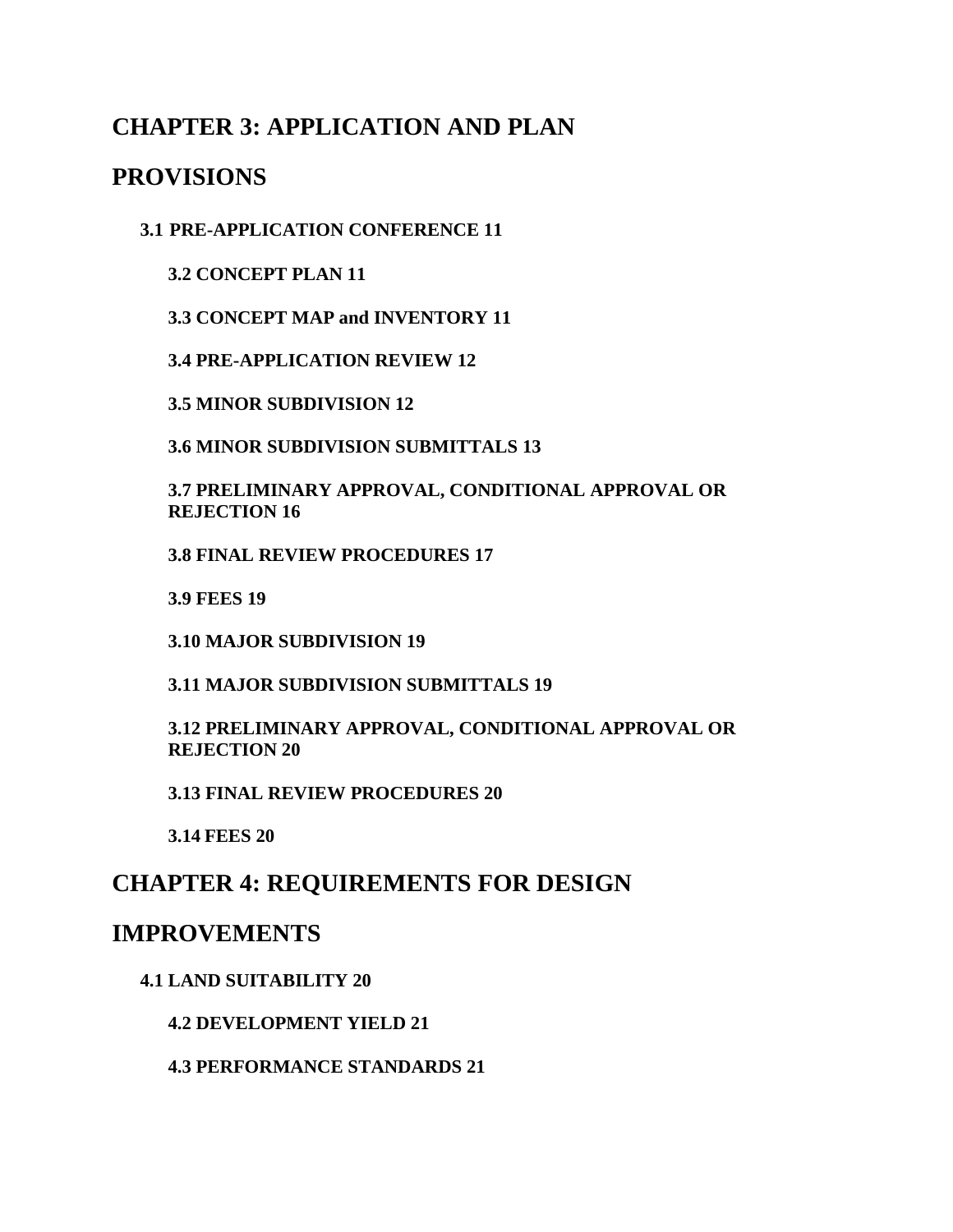## CHAPTER 3: APPLICATION AND PLAN PROVISIONS

**3.1 PRE-APPLICATION CONFERENCE 11**

**3.2 CONCEPT PLAN 11**

**3.3 CONCEPT MAP and INVENTORY 11**

**3.4 PRE-APPLICATION REVIEW 12**

**3.5 MINOR SUBDIVISION 12**

**3.6 MINOR SUBDIVISION SUBMITTALS 13**

**3.7 PRELIMINARY APPROVAL, CONDITIONAL APPROVAL OR REJECTION 16**

**3.8 FINAL REVIEW PROCEDURES 17**

**3.9 FEES 19**

**3.10 MAJOR SUBDIVISION 19**

**3.11 MAJOR SUBDIVISION SUBMITTALS 19**

**3.12 PRELIMINARY APPROVAL, CONDITIONAL APPROVAL OR REJECTION 20**

**3.13 FINAL REVIEW PROCEDURES 20**

**3.14 FEES 20**

## CHAPTER 4: REQUIREMENTS FOR DESIGN IMPROVEMENTS

**4.1 LAND SUITABILITY 20**

**4.2 DEVELOPMENT YIELD 21**

**4.3 PERFORMANCE STANDARDS 21**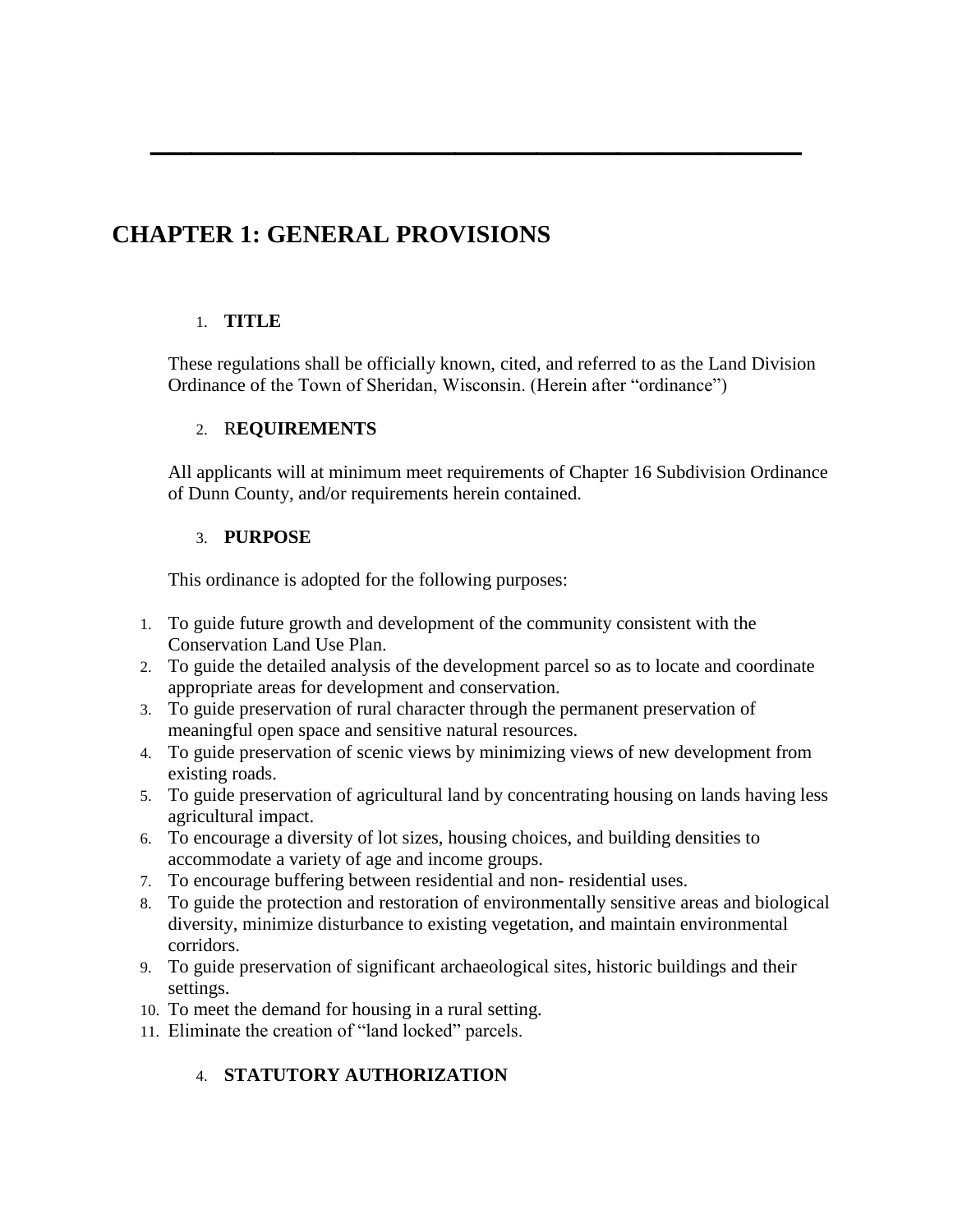---

# CHAPTER 1: GENERAL PROVISIONS

1. **TITLE**

These regulations shall be officially known, cited, and referred to as the Land Division Ordinance of the Town of Sheridan, Wisconsin. (Herein after "ordinance")

2. R**EQUIREMENTS**

All applicants will at minimum meet requirements of Chapter 16 Subdivision Ordinance of Dunn County, and/or requirements herein contained.

3. **PURPOSE**

This ordinance is adopted for the following purposes:

1. To guide future growth and development of the community consistent with the Conservation Land Use Plan.
2. To guide the detailed analysis of the development parcel so as to locate and coordinate appropriate areas for development and conservation.
3. To guide preservation of rural character through the permanent preservation of meaningful open space and sensitive natural resources.
4. To guide preservation of scenic views by minimizing views of new development from existing roads.
5. To guide preservation of agricultural land by concentrating housing on lands having less agricultural impact.
6. To encourage a diversity of lot sizes, housing choices, and building densities to accommodate a variety of age and income groups.
7. To encourage buffering between residential and non- residential uses.
8. To guide the protection and restoration of environmentally sensitive areas and biological diversity, minimize disturbance to existing vegetation, and maintain environmental corridors.
9. To guide preservation of significant archaeological sites, historic buildings and their settings.
10. To meet the demand for housing in a rural setting.
11. Eliminate the creation of "land locked" parcels.

4. **STATUTORY AUTHORIZATION**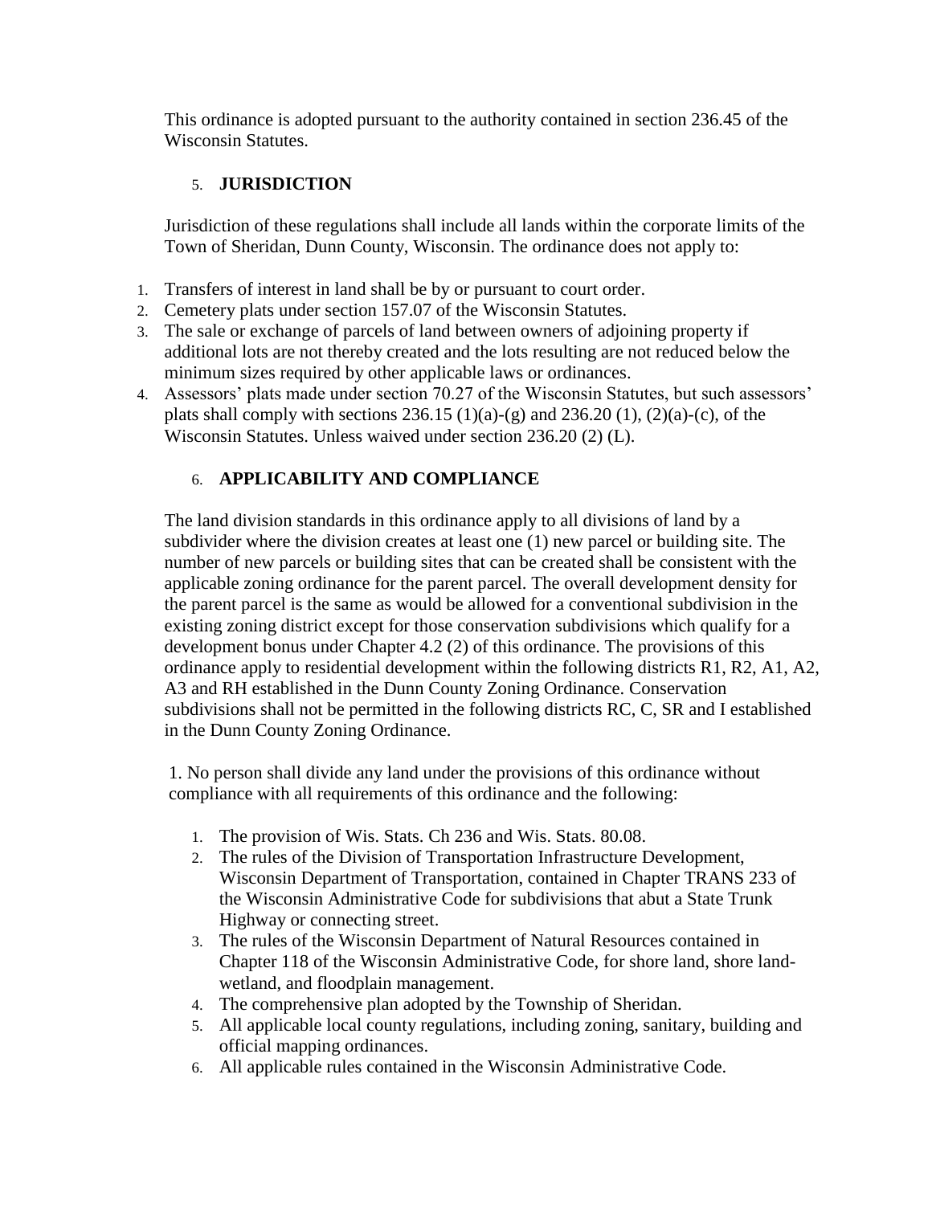This ordinance is adopted pursuant to the authority contained in section 236.45 of the Wisconsin Statutes.

## 5. JURISDICTION

Jurisdiction of these regulations shall include all lands within the corporate limits of the Town of Sheridan, Dunn County, Wisconsin. The ordinance does not apply to:

1. Transfers of interest in land shall be by or pursuant to court order.
2. Cemetery plats under section 157.07 of the Wisconsin Statutes.
3. The sale or exchange of parcels of land between owners of adjoining property if additional lots are not thereby created and the lots resulting are not reduced below the minimum sizes required by other applicable laws or ordinances.
4. Assessors' plats made under section 70.27 of the Wisconsin Statutes, but such assessors' plats shall comply with sections 236.15 (1)(a)-(g) and 236.20 (1), (2)(a)-(c), of the Wisconsin Statutes. Unless waived under section 236.20 (2) (L).

## 6. APPLICABILITY AND COMPLIANCE

The land division standards in this ordinance apply to all divisions of land by a subdivider where the division creates at least one (1) new parcel or building site. The number of new parcels or building sites that can be created shall be consistent with the applicable zoning ordinance for the parent parcel. The overall development density for the parent parcel is the same as would be allowed for a conventional subdivision in the existing zoning district except for those conservation subdivisions which qualify for a development bonus under Chapter 4.2 (2) of this ordinance. The provisions of this ordinance apply to residential development within the following districts R1, R2, A1, A2, A3 and RH established in the Dunn County Zoning Ordinance. Conservation subdivisions shall not be permitted in the following districts RC, C, SR and I established in the Dunn County Zoning Ordinance.

1. No person shall divide any land under the provisions of this ordinance without compliance with all requirements of this ordinance and the following:

   1. The provision of Wis. Stats. Ch 236 and Wis. Stats. 80.08.
   2. The rules of the Division of Transportation Infrastructure Development, Wisconsin Department of Transportation, contained in Chapter TRANS 233 of the Wisconsin Administrative Code for subdivisions that abut a State Trunk Highway or connecting street.
   3. The rules of the Wisconsin Department of Natural Resources contained in Chapter 118 of the Wisconsin Administrative Code, for shore land, shore land-wetland, and floodplain management.
   4. The comprehensive plan adopted by the Township of Sheridan.
   5. All applicable local county regulations, including zoning, sanitary, building and official mapping ordinances.
   6. All applicable rules contained in the Wisconsin Administrative Code.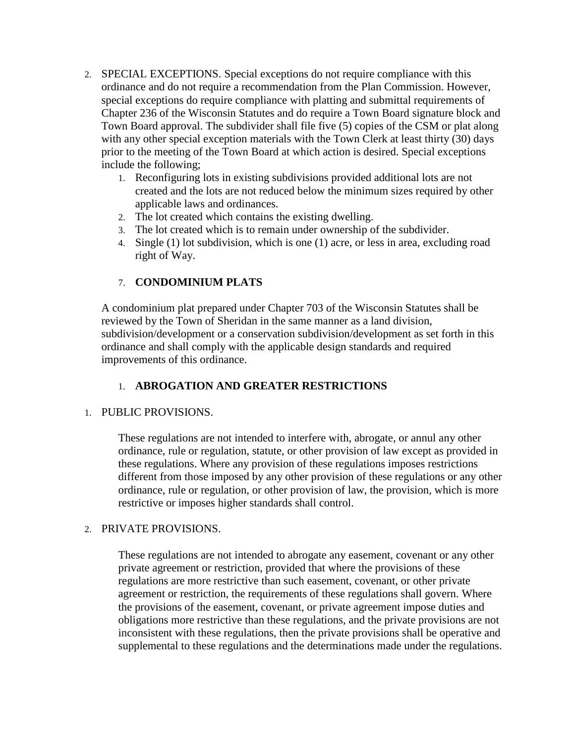2. SPECIAL EXCEPTIONS. Special exceptions do not require compliance with this ordinance and do not require a recommendation from the Plan Commission. However, special exceptions do require compliance with platting and submittal requirements of Chapter 236 of the Wisconsin Statutes and do require a Town Board signature block and Town Board approval. The subdivider shall file five (5) copies of the CSM or plat along with any other special exception materials with the Town Clerk at least thirty (30) days prior to the meeting of the Town Board at which action is desired. Special exceptions include the following;
    1. Reconfiguring lots in existing subdivisions provided additional lots are not created and the lots are not reduced below the minimum sizes required by other applicable laws and ordinances.
    2. The lot created which contains the existing dwelling.
    3. The lot created which is to remain under ownership of the subdivider.
    4. Single (1) lot subdivision, which is one (1) acre, or less in area, excluding road right of Way.

### 7. CONDOMINIUM PLATS

A condominium plat prepared under Chapter 703 of the Wisconsin Statutes shall be reviewed by the Town of Sheridan in the same manner as a land division, subdivision/development or a conservation subdivision/development as set forth in this ordinance and shall comply with the applicable design standards and required improvements of this ordinance.

### 1. ABROGATION AND GREATER RESTRICTIONS

1. PUBLIC PROVISIONS.

    These regulations are not intended to interfere with, abrogate, or annul any other ordinance, rule or regulation, statute, or other provision of law except as provided in these regulations. Where any provision of these regulations imposes restrictions different from those imposed by any other provision of these regulations or any other ordinance, rule or regulation, or other provision of law, the provision, which is more restrictive or imposes higher standards shall control.

2. PRIVATE PROVISIONS.

    These regulations are not intended to abrogate any easement, covenant or any other private agreement or restriction, provided that where the provisions of these regulations are more restrictive than such easement, covenant, or other private agreement or restriction, the requirements of these regulations shall govern. Where the provisions of the easement, covenant, or private agreement impose duties and obligations more restrictive than these regulations, and the private provisions are not inconsistent with these regulations, then the private provisions shall be operative and supplemental to these regulations and the determinations made under the regulations.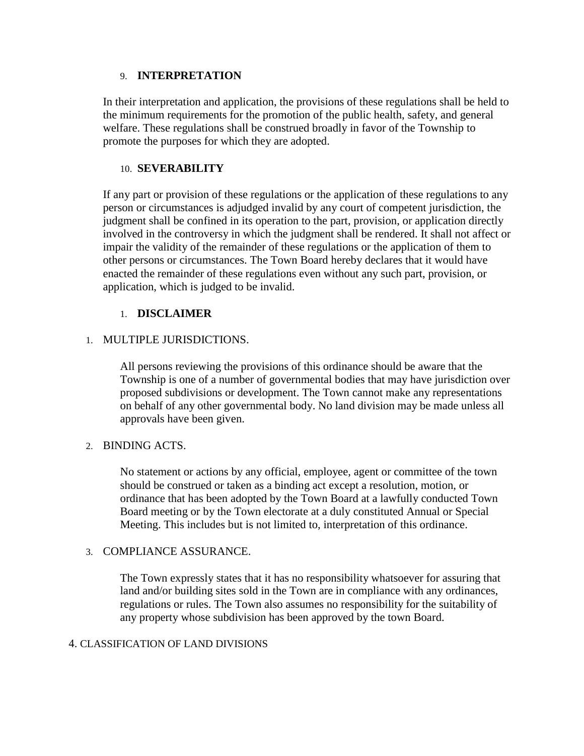9. **INTERPRETATION**

In their interpretation and application, the provisions of these regulations shall be held to the minimum requirements for the promotion of the public health, safety, and general welfare. These regulations shall be construed broadly in favor of the Township to promote the purposes for which they are adopted.

10. **SEVERABILITY**

If any part or provision of these regulations or the application of these regulations to any person or circumstances is adjudged invalid by any court of competent jurisdiction, the judgment shall be confined in its operation to the part, provision, or application directly involved in the controversy in which the judgment shall be rendered. It shall not affect or impair the validity of the remainder of these regulations or the application of them to other persons or circumstances. The Town Board hereby declares that it would have enacted the remainder of these regulations even without any such part, provision, or application, which is judged to be invalid.

1. **DISCLAIMER**

1. MULTIPLE JURISDICTIONS.

   All persons reviewing the provisions of this ordinance should be aware that the Township is one of a number of governmental bodies that may have jurisdiction over proposed subdivisions or development. The Town cannot make any representations on behalf of any other governmental body. No land division may be made unless all approvals have been given.

2. BINDING ACTS.

   No statement or actions by any official, employee, agent or committee of the town should be construed or taken as a binding act except a resolution, motion, or ordinance that has been adopted by the Town Board at a lawfully conducted Town Board meeting or by the Town electorate at a duly constituted Annual or Special Meeting. This includes but is not limited to, interpretation of this ordinance.

3. COMPLIANCE ASSURANCE.

   The Town expressly states that it has no responsibility whatsoever for assuring that land and/or building sites sold in the Town are in compliance with any ordinances, regulations or rules. The Town also assumes no responsibility for the suitability of any property whose subdivision has been approved by the town Board.

4. CLASSIFICATION OF LAND DIVISIONS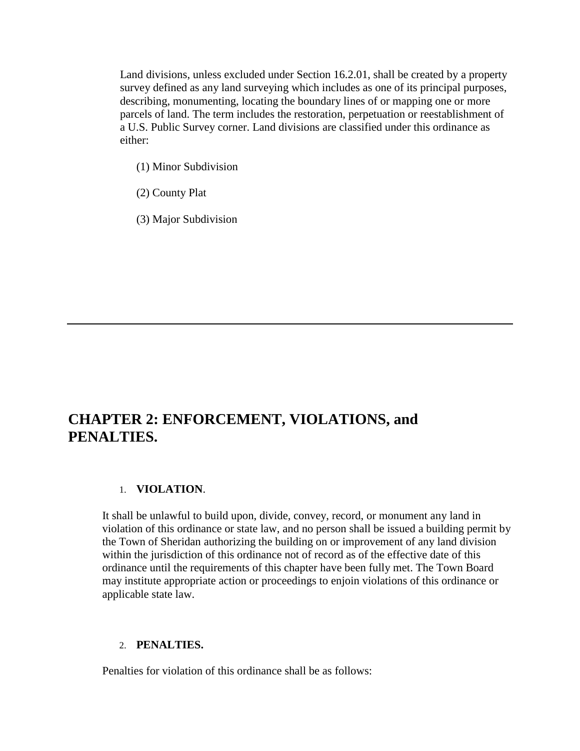Land divisions, unless excluded under Section 16.2.01, shall be created by a property survey defined as any land surveying which includes as one of its principal purposes, describing, monumenting, locating the boundary lines of or mapping one or more parcels of land. The term includes the restoration, perpetuation or reestablishment of a U.S. Public Survey corner. Land divisions are classified under this ordinance as either:

(1) Minor Subdivision

(2) County Plat

(3) Major Subdivision

---

## CHAPTER 2: ENFORCEMENT, VIOLATIONS, and PENALTIES.

1. **VIOLATION**.

It shall be unlawful to build upon, divide, convey, record, or monument any land in violation of this ordinance or state law, and no person shall be issued a building permit by the Town of Sheridan authorizing the building on or improvement of any land division within the jurisdiction of this ordinance not of record as of the effective date of this ordinance until the requirements of this chapter have been fully met. The Town Board may institute appropriate action or proceedings to enjoin violations of this ordinance or applicable state law.

2. **PENALTIES.**

Penalties for violation of this ordinance shall be as follows: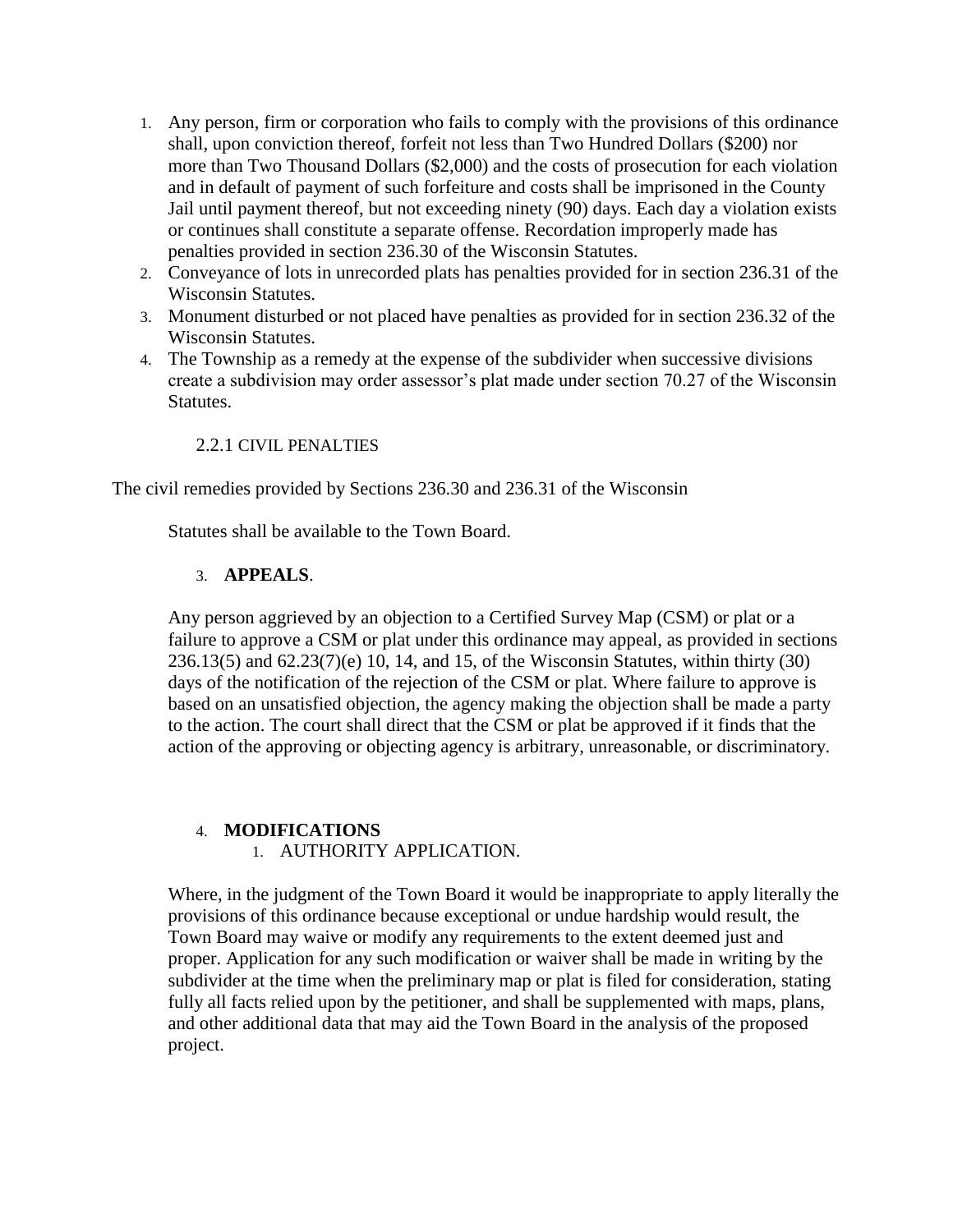1. Any person, firm or corporation who fails to comply with the provisions of this ordinance shall, upon conviction thereof, forfeit not less than Two Hundred Dollars ($200) nor more than Two Thousand Dollars ($2,000) and the costs of prosecution for each violation and in default of payment of such forfeiture and costs shall be imprisoned in the County Jail until payment thereof, but not exceeding ninety (90) days. Each day a violation exists or continues shall constitute a separate offense. Recordation improperly made has penalties provided in section 236.30 of the Wisconsin Statutes.
2. Conveyance of lots in unrecorded plats has penalties provided for in section 236.31 of the Wisconsin Statutes.
3. Monument disturbed or not placed have penalties as provided for in section 236.32 of the Wisconsin Statutes.
4. The Township as a remedy at the expense of the subdivider when successive divisions create a subdivision may order assessor's plat made under section 70.27 of the Wisconsin Statutes.

2.2.1 CIVIL PENALTIES

The civil remedies provided by Sections 236.30 and 236.31 of the Wisconsin

Statutes shall be available to the Town Board.

3. **APPEALS**.

Any person aggrieved by an objection to a Certified Survey Map (CSM) or plat or a failure to approve a CSM or plat under this ordinance may appeal, as provided in sections 236.13(5) and 62.23(7)(e) 10, 14, and 15, of the Wisconsin Statutes, within thirty (30) days of the notification of the rejection of the CSM or plat. Where failure to approve is based on an unsatisfied objection, the agency making the objection shall be made a party to the action. The court shall direct that the CSM or plat be approved if it finds that the action of the approving or objecting agency is arbitrary, unreasonable, or discriminatory.

4. **MODIFICATIONS**
   1. AUTHORITY APPLICATION.

Where, in the judgment of the Town Board it would be inappropriate to apply literally the provisions of this ordinance because exceptional or undue hardship would result, the Town Board may waive or modify any requirements to the extent deemed just and proper. Application for any such modification or waiver shall be made in writing by the subdivider at the time when the preliminary map or plat is filed for consideration, stating fully all facts relied upon by the petitioner, and shall be supplemented with maps, plans, and other additional data that may aid the Town Board in the analysis of the proposed project.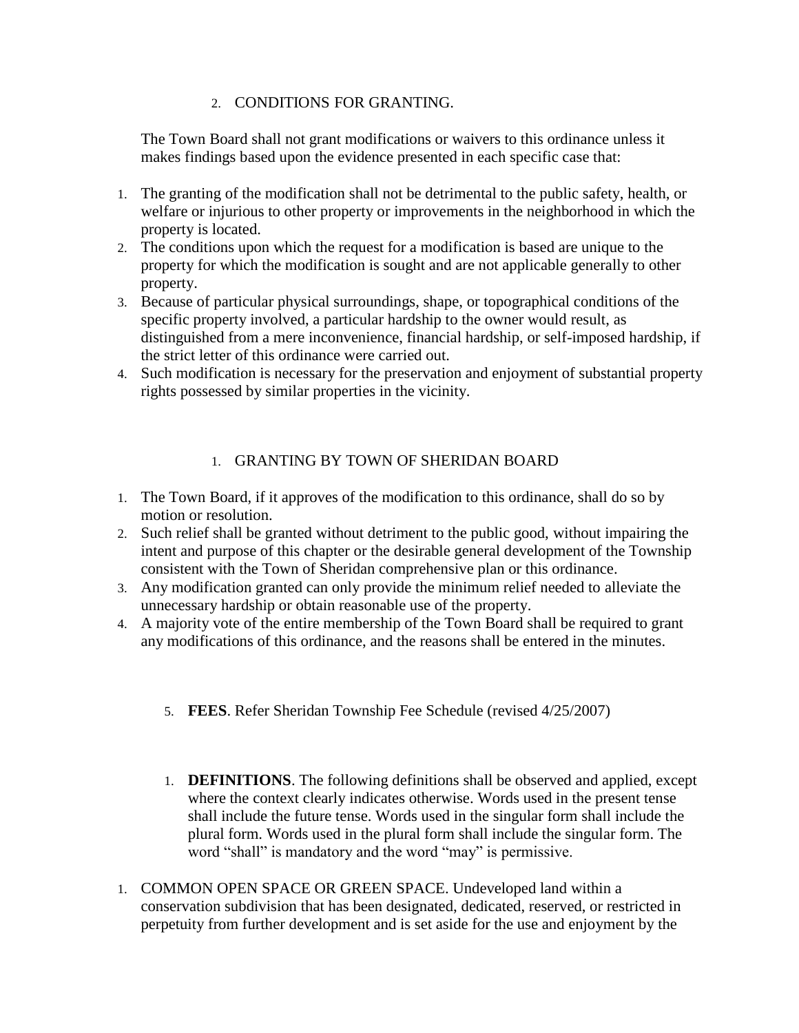2. CONDITIONS FOR GRANTING.

The Town Board shall not grant modifications or waivers to this ordinance unless it makes findings based upon the evidence presented in each specific case that:

1. The granting of the modification shall not be detrimental to the public safety, health, or welfare or injurious to other property or improvements in the neighborhood in which the property is located.
2. The conditions upon which the request for a modification is based are unique to the property for which the modification is sought and are not applicable generally to other property.
3. Because of particular physical surroundings, shape, or topographical conditions of the specific property involved, a particular hardship to the owner would result, as distinguished from a mere inconvenience, financial hardship, or self-imposed hardship, if the strict letter of this ordinance were carried out.
4. Such modification is necessary for the preservation and enjoyment of substantial property rights possessed by similar properties in the vicinity.

1. GRANTING BY TOWN OF SHERIDAN BOARD

1. The Town Board, if it approves of the modification to this ordinance, shall do so by motion or resolution.
2. Such relief shall be granted without detriment to the public good, without impairing the intent and purpose of this chapter or the desirable general development of the Township consistent with the Town of Sheridan comprehensive plan or this ordinance.
3. Any modification granted can only provide the minimum relief needed to alleviate the unnecessary hardship or obtain reasonable use of the property.
4. A majority vote of the entire membership of the Town Board shall be required to grant any modifications of this ordinance, and the reasons shall be entered in the minutes.

5. **FEES**. Refer Sheridan Township Fee Schedule (revised 4/25/2007)

1. **DEFINITIONS**. The following definitions shall be observed and applied, except where the context clearly indicates otherwise. Words used in the present tense shall include the future tense. Words used in the singular form shall include the plural form. Words used in the plural form shall include the singular form. The word "shall" is mandatory and the word "may" is permissive.

1. COMMON OPEN SPACE OR GREEN SPACE. Undeveloped land within a conservation subdivision that has been designated, dedicated, reserved, or restricted in perpetuity from further development and is set aside for the use and enjoyment by the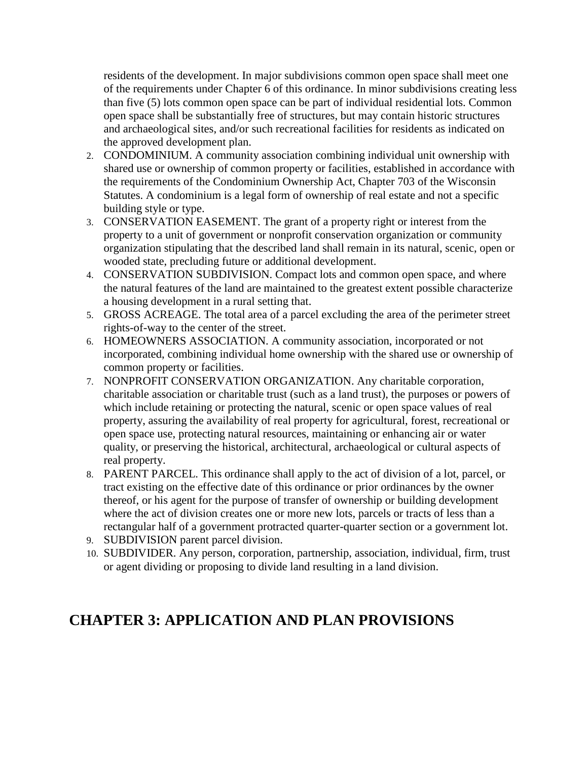residents of the development. In major subdivisions common open space shall meet one of the requirements under Chapter 6 of this ordinance. In minor subdivisions creating less than five (5) lots common open space can be part of individual residential lots. Common open space shall be substantially free of structures, but may contain historic structures and archaeological sites, and/or such recreational facilities for residents as indicated on the approved development plan.

2. CONDOMINIUM. A community association combining individual unit ownership with shared use or ownership of common property or facilities, established in accordance with the requirements of the Condominium Ownership Act, Chapter 703 of the Wisconsin Statutes. A condominium is a legal form of ownership of real estate and not a specific building style or type.
3. CONSERVATION EASEMENT. The grant of a property right or interest from the property to a unit of government or nonprofit conservation organization or community organization stipulating that the described land shall remain in its natural, scenic, open or wooded state, precluding future or additional development.
4. CONSERVATION SUBDIVISION. Compact lots and common open space, and where the natural features of the land are maintained to the greatest extent possible characterize a housing development in a rural setting that.
5. GROSS ACREAGE. The total area of a parcel excluding the area of the perimeter street rights-of-way to the center of the street.
6. HOMEOWNERS ASSOCIATION. A community association, incorporated or not incorporated, combining individual home ownership with the shared use or ownership of common property or facilities.
7. NONPROFIT CONSERVATION ORGANIZATION. Any charitable corporation, charitable association or charitable trust (such as a land trust), the purposes or powers of which include retaining or protecting the natural, scenic or open space values of real property, assuring the availability of real property for agricultural, forest, recreational or open space use, protecting natural resources, maintaining or enhancing air or water quality, or preserving the historical, architectural, archaeological or cultural aspects of real property.
8. PARENT PARCEL. This ordinance shall apply to the act of division of a lot, parcel, or tract existing on the effective date of this ordinance or prior ordinances by the owner thereof, or his agent for the purpose of transfer of ownership or building development where the act of division creates one or more new lots, parcels or tracts of less than a rectangular half of a government protracted quarter-quarter section or a government lot.
9. SUBDIVISION parent parcel division.
10. SUBDIVIDER. Any person, corporation, partnership, association, individual, firm, trust or agent dividing or proposing to divide land resulting in a land division.

## CHAPTER 3: APPLICATION AND PLAN PROVISIONS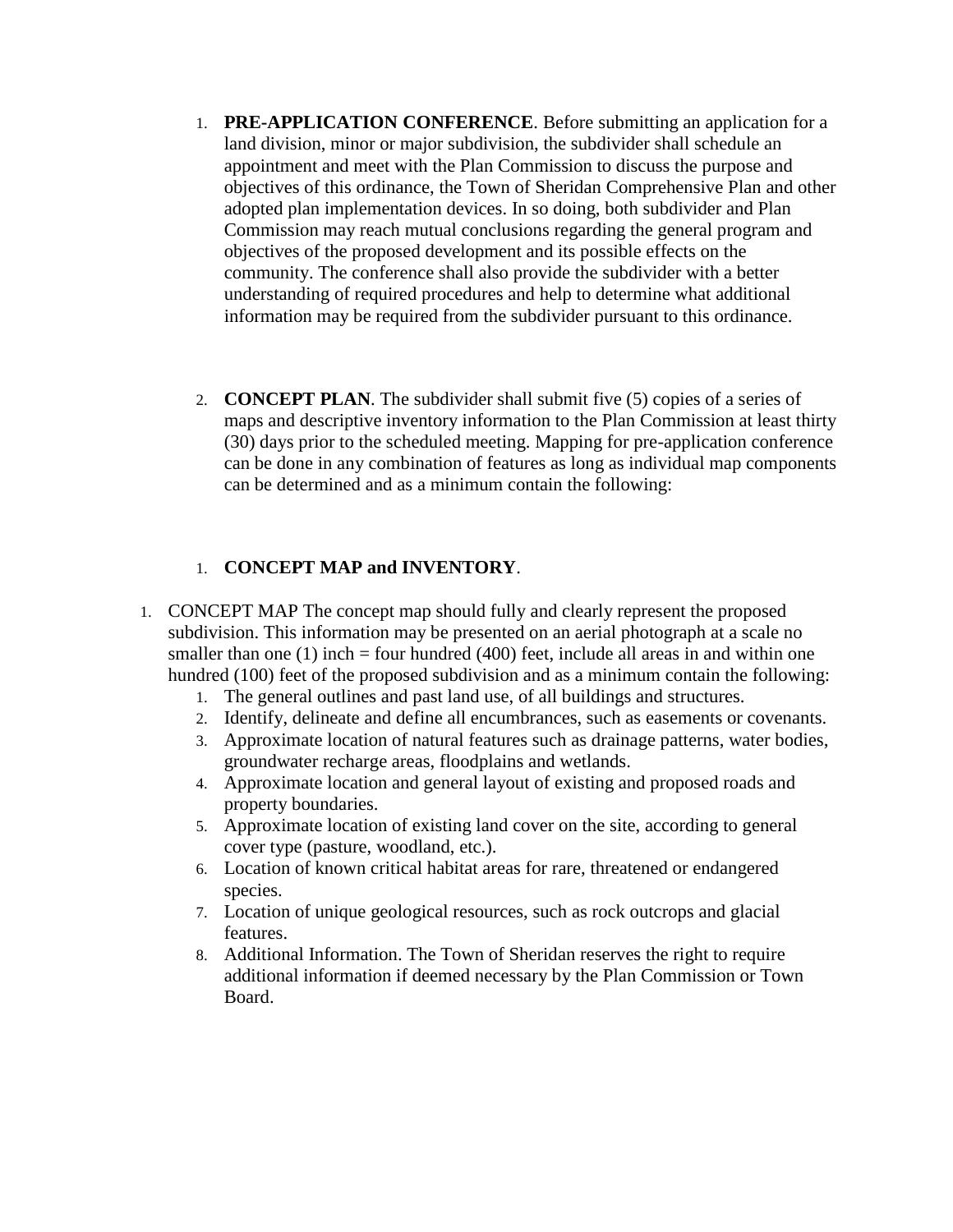1. **PRE-APPLICATION CONFERENCE**. Before submitting an application for a land division, minor or major subdivision, the subdivider shall schedule an appointment and meet with the Plan Commission to discuss the purpose and objectives of this ordinance, the Town of Sheridan Comprehensive Plan and other adopted plan implementation devices. In so doing, both subdivider and Plan Commission may reach mutual conclusions regarding the general program and objectives of the proposed development and its possible effects on the community. The conference shall also provide the subdivider with a better understanding of required procedures and help to determine what additional information may be required from the subdivider pursuant to this ordinance.

2. **CONCEPT PLAN**. The subdivider shall submit five (5) copies of a series of maps and descriptive inventory information to the Plan Commission at least thirty (30) days prior to the scheduled meeting. Mapping for pre-application conference can be done in any combination of features as long as individual map components can be determined and as a minimum contain the following:

    1. **CONCEPT MAP and INVENTORY**.

1. CONCEPT MAP The concept map should fully and clearly represent the proposed subdivision. This information may be presented on an aerial photograph at a scale no smaller than one (1) inch = four hundred (400) feet, include all areas in and within one hundred (100) feet of the proposed subdivision and as a minimum contain the following:
    1. The general outlines and past land use, of all buildings and structures.
    2. Identify, delineate and define all encumbrances, such as easements or covenants.
    3. Approximate location of natural features such as drainage patterns, water bodies, groundwater recharge areas, floodplains and wetlands.
    4. Approximate location and general layout of existing and proposed roads and property boundaries.
    5. Approximate location of existing land cover on the site, according to general cover type (pasture, woodland, etc.).
    6. Location of known critical habitat areas for rare, threatened or endangered species.
    7. Location of unique geological resources, such as rock outcrops and glacial features.
    8. Additional Information. The Town of Sheridan reserves the right to require additional information if deemed necessary by the Plan Commission or Town Board.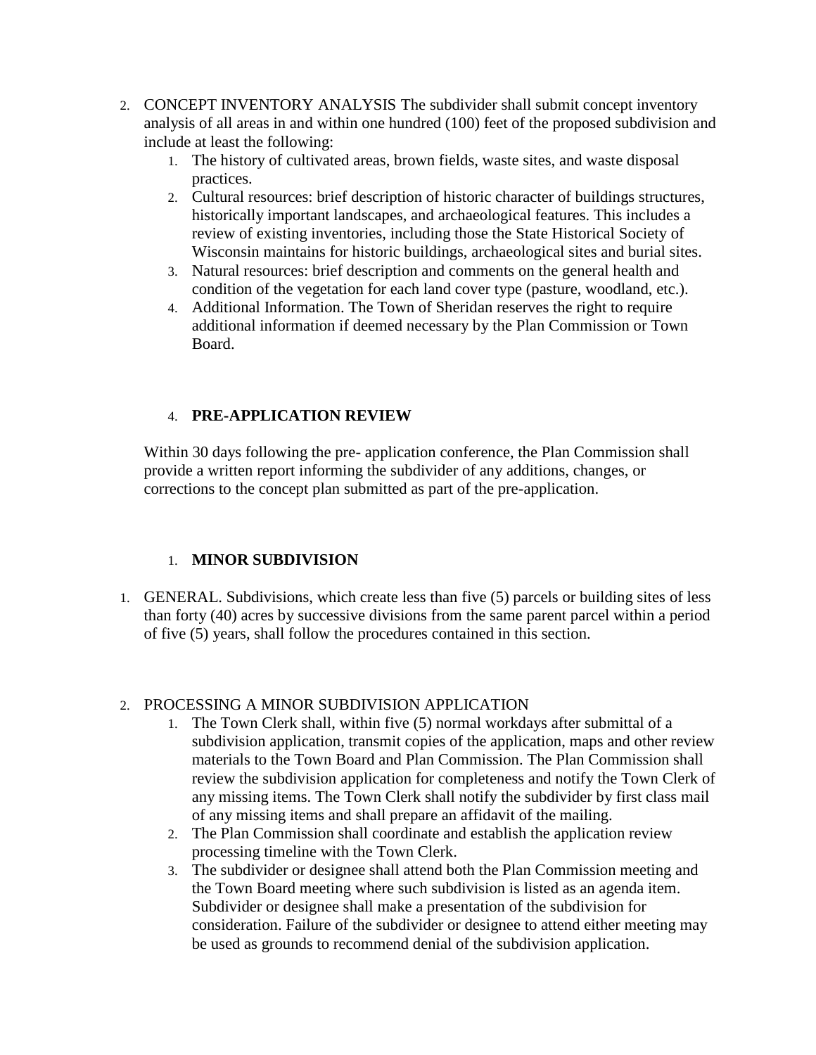2. CONCEPT INVENTORY ANALYSIS The subdivider shall submit concept inventory analysis of all areas in and within one hundred (100) feet of the proposed subdivision and include at least the following:
    1. The history of cultivated areas, brown fields, waste sites, and waste disposal practices.
    2. Cultural resources: brief description of historic character of buildings structures, historically important landscapes, and archaeological features. This includes a review of existing inventories, including those the State Historical Society of Wisconsin maintains for historic buildings, archaeological sites and burial sites.
    3. Natural resources: brief description and comments on the general health and condition of the vegetation for each land cover type (pasture, woodland, etc.).
    4. Additional Information. The Town of Sheridan reserves the right to require additional information if deemed necessary by the Plan Commission or Town Board.

4. **PRE-APPLICATION REVIEW**

Within 30 days following the pre- application conference, the Plan Commission shall provide a written report informing the subdivider of any additions, changes, or corrections to the concept plan submitted as part of the pre-application.

1. **MINOR SUBDIVISION**

1. GENERAL. Subdivisions, which create less than five (5) parcels or building sites of less than forty (40) acres by successive divisions from the same parent parcel within a period of five (5) years, shall follow the procedures contained in this section.

2. PROCESSING A MINOR SUBDIVISION APPLICATION
    1. The Town Clerk shall, within five (5) normal workdays after submittal of a subdivision application, transmit copies of the application, maps and other review materials to the Town Board and Plan Commission. The Plan Commission shall review the subdivision application for completeness and notify the Town Clerk of any missing items. The Town Clerk shall notify the subdivider by first class mail of any missing items and shall prepare an affidavit of the mailing.
    2. The Plan Commission shall coordinate and establish the application review processing timeline with the Town Clerk.
    3. The subdivider or designee shall attend both the Plan Commission meeting and the Town Board meeting where such subdivision is listed as an agenda item. Subdivider or designee shall make a presentation of the subdivision for consideration. Failure of the subdivider or designee to attend either meeting may be used as grounds to recommend denial of the subdivision application.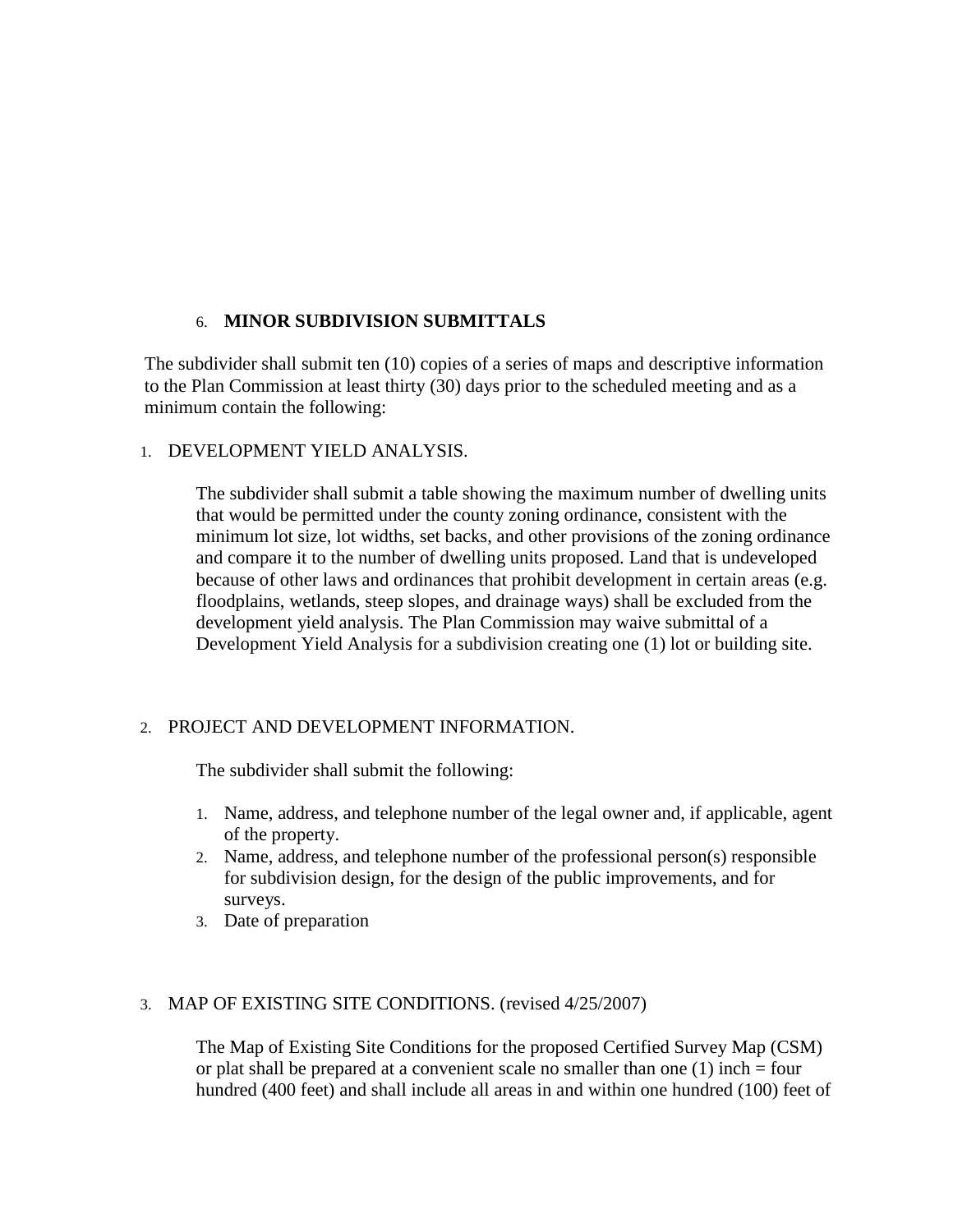## 6. **MINOR SUBDIVISION SUBMITTALS**

The subdivider shall submit ten (10) copies of a series of maps and descriptive information to the Plan Commission at least thirty (30) days prior to the scheduled meeting and as a minimum contain the following:

1. DEVELOPMENT YIELD ANALYSIS.

   The subdivider shall submit a table showing the maximum number of dwelling units that would be permitted under the county zoning ordinance, consistent with the minimum lot size, lot widths, set backs, and other provisions of the zoning ordinance and compare it to the number of dwelling units proposed. Land that is undeveloped because of other laws and ordinances that prohibit development in certain areas (e.g. floodplains, wetlands, steep slopes, and drainage ways) shall be excluded from the development yield analysis. The Plan Commission may waive submittal of a Development Yield Analysis for a subdivision creating one (1) lot or building site.

2. PROJECT AND DEVELOPMENT INFORMATION.

   The subdivider shall submit the following:

   1. Name, address, and telephone number of the legal owner and, if applicable, agent of the property.
   2. Name, address, and telephone number of the professional person(s) responsible for subdivision design, for the design of the public improvements, and for surveys.
   3. Date of preparation

3. MAP OF EXISTING SITE CONDITIONS. (revised 4/25/2007)

   The Map of Existing Site Conditions for the proposed Certified Survey Map (CSM) or plat shall be prepared at a convenient scale no smaller than one (1) inch = four hundred (400 feet) and shall include all areas in and within one hundred (100) feet of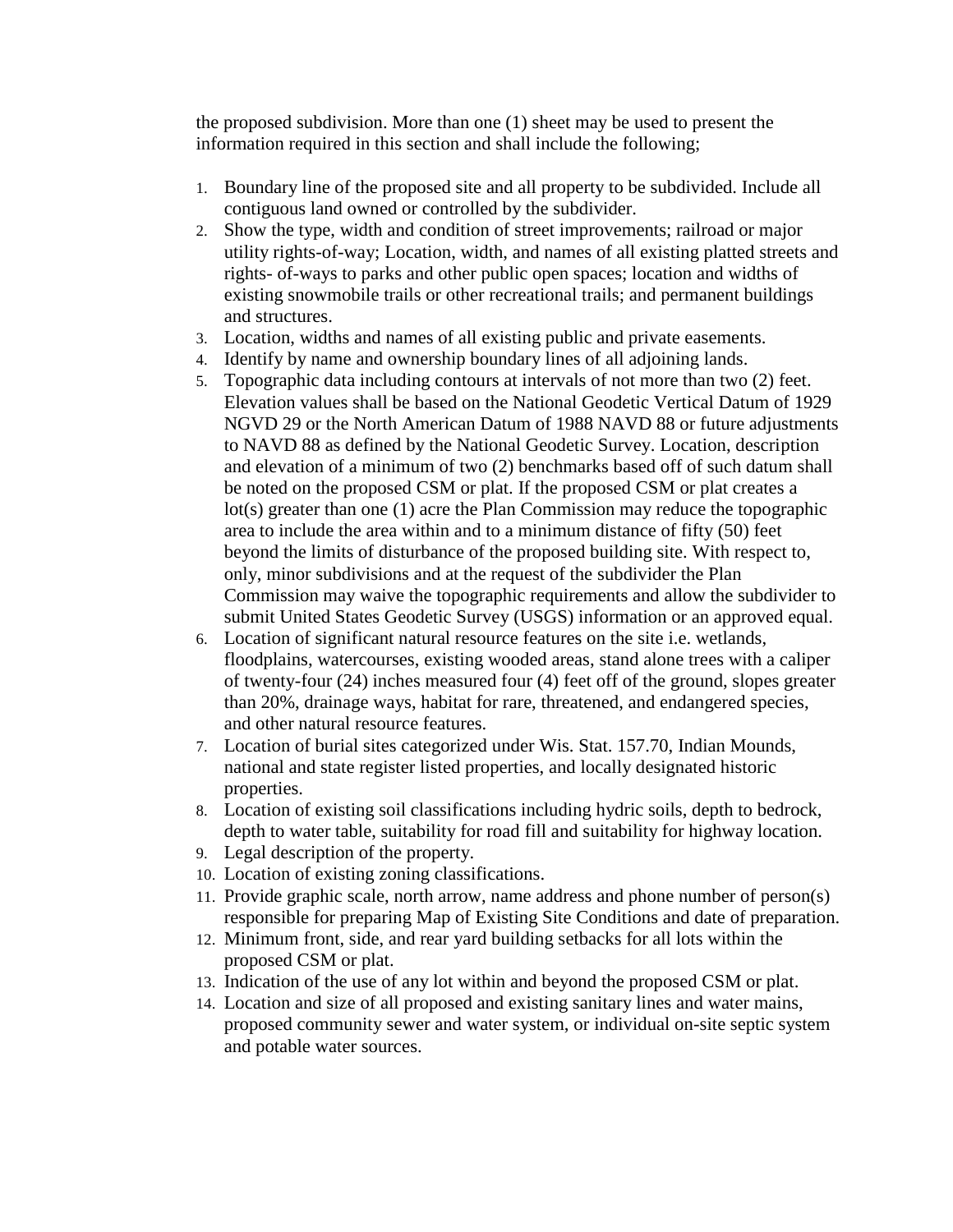the proposed subdivision. More than one (1) sheet may be used to present the information required in this section and shall include the following;

1. Boundary line of the proposed site and all property to be subdivided. Include all contiguous land owned or controlled by the subdivider.
2. Show the type, width and condition of street improvements; railroad or major utility rights-of-way; Location, width, and names of all existing platted streets and rights- of-ways to parks and other public open spaces; location and widths of existing snowmobile trails or other recreational trails; and permanent buildings and structures.
3. Location, widths and names of all existing public and private easements.
4. Identify by name and ownership boundary lines of all adjoining lands.
5. Topographic data including contours at intervals of not more than two (2) feet. Elevation values shall be based on the National Geodetic Vertical Datum of 1929 NGVD 29 or the North American Datum of 1988 NAVD 88 or future adjustments to NAVD 88 as defined by the National Geodetic Survey. Location, description and elevation of a minimum of two (2) benchmarks based off of such datum shall be noted on the proposed CSM or plat. If the proposed CSM or plat creates a lot(s) greater than one (1) acre the Plan Commission may reduce the topographic area to include the area within and to a minimum distance of fifty (50) feet beyond the limits of disturbance of the proposed building site. With respect to, only, minor subdivisions and at the request of the subdivider the Plan Commission may waive the topographic requirements and allow the subdivider to submit United States Geodetic Survey (USGS) information or an approved equal.
6. Location of significant natural resource features on the site i.e. wetlands, floodplains, watercourses, existing wooded areas, stand alone trees with a caliper of twenty-four (24) inches measured four (4) feet off of the ground, slopes greater than 20%, drainage ways, habitat for rare, threatened, and endangered species, and other natural resource features.
7. Location of burial sites categorized under Wis. Stat. 157.70, Indian Mounds, national and state register listed properties, and locally designated historic properties.
8. Location of existing soil classifications including hydric soils, depth to bedrock, depth to water table, suitability for road fill and suitability for highway location.
9. Legal description of the property.
10. Location of existing zoning classifications.
11. Provide graphic scale, north arrow, name address and phone number of person(s) responsible for preparing Map of Existing Site Conditions and date of preparation.
12. Minimum front, side, and rear yard building setbacks for all lots within the proposed CSM or plat.
13. Indication of the use of any lot within and beyond the proposed CSM or plat.
14. Location and size of all proposed and existing sanitary lines and water mains, proposed community sewer and water system, or individual on-site septic system and potable water sources.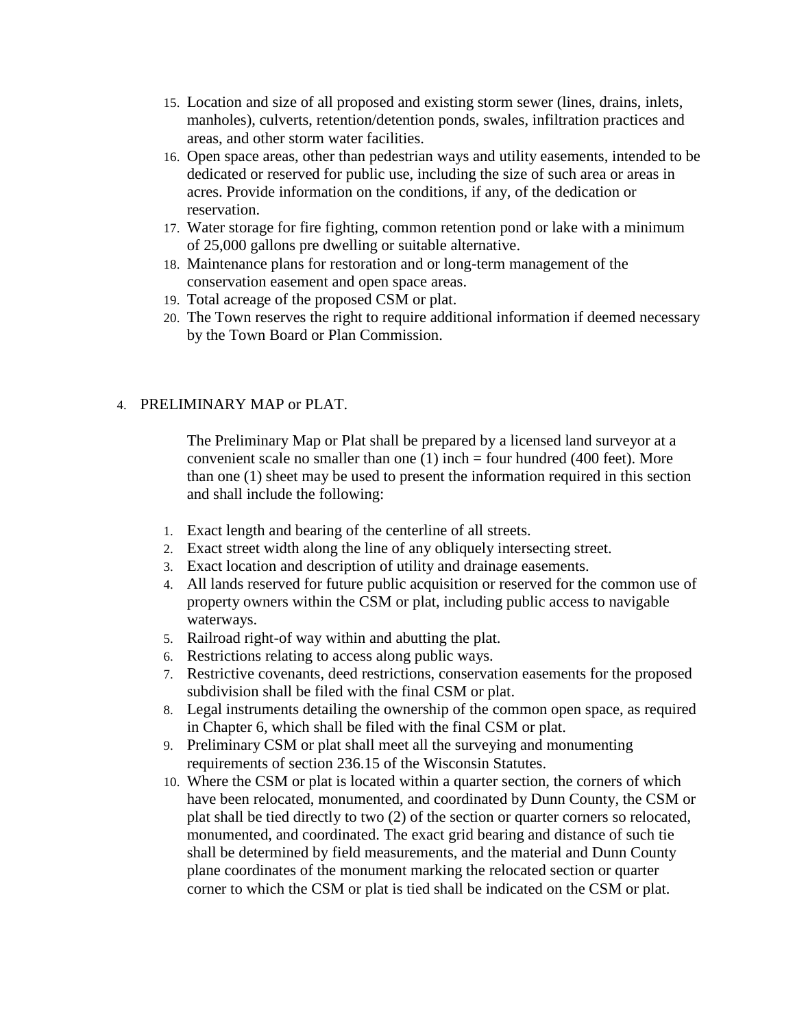15. Location and size of all proposed and existing storm sewer (lines, drains, inlets, manholes), culverts, retention/detention ponds, swales, infiltration practices and areas, and other storm water facilities.
16. Open space areas, other than pedestrian ways and utility easements, intended to be dedicated or reserved for public use, including the size of such area or areas in acres. Provide information on the conditions, if any, of the dedication or reservation.
17. Water storage for fire fighting, common retention pond or lake with a minimum of 25,000 gallons pre dwelling or suitable alternative.
18. Maintenance plans for restoration and or long-term management of the conservation easement and open space areas.
19. Total acreage of the proposed CSM or plat.
20. The Town reserves the right to require additional information if deemed necessary by the Town Board or Plan Commission.

4. PRELIMINARY MAP or PLAT.

The Preliminary Map or Plat shall be prepared by a licensed land surveyor at a convenient scale no smaller than one (1) inch = four hundred (400 feet). More than one (1) sheet may be used to present the information required in this section and shall include the following:

1. Exact length and bearing of the centerline of all streets.
2. Exact street width along the line of any obliquely intersecting street.
3. Exact location and description of utility and drainage easements.
4. All lands reserved for future public acquisition or reserved for the common use of property owners within the CSM or plat, including public access to navigable waterways.
5. Railroad right-of way within and abutting the plat.
6. Restrictions relating to access along public ways.
7. Restrictive covenants, deed restrictions, conservation easements for the proposed subdivision shall be filed with the final CSM or plat.
8. Legal instruments detailing the ownership of the common open space, as required in Chapter 6, which shall be filed with the final CSM or plat.
9. Preliminary CSM or plat shall meet all the surveying and monumenting requirements of section 236.15 of the Wisconsin Statutes.
10. Where the CSM or plat is located within a quarter section, the corners of which have been relocated, monumented, and coordinated by Dunn County, the CSM or plat shall be tied directly to two (2) of the section or quarter corners so relocated, monumented, and coordinated. The exact grid bearing and distance of such tie shall be determined by field measurements, and the material and Dunn County plane coordinates of the monument marking the relocated section or quarter corner to which the CSM or plat is tied shall be indicated on the CSM or plat.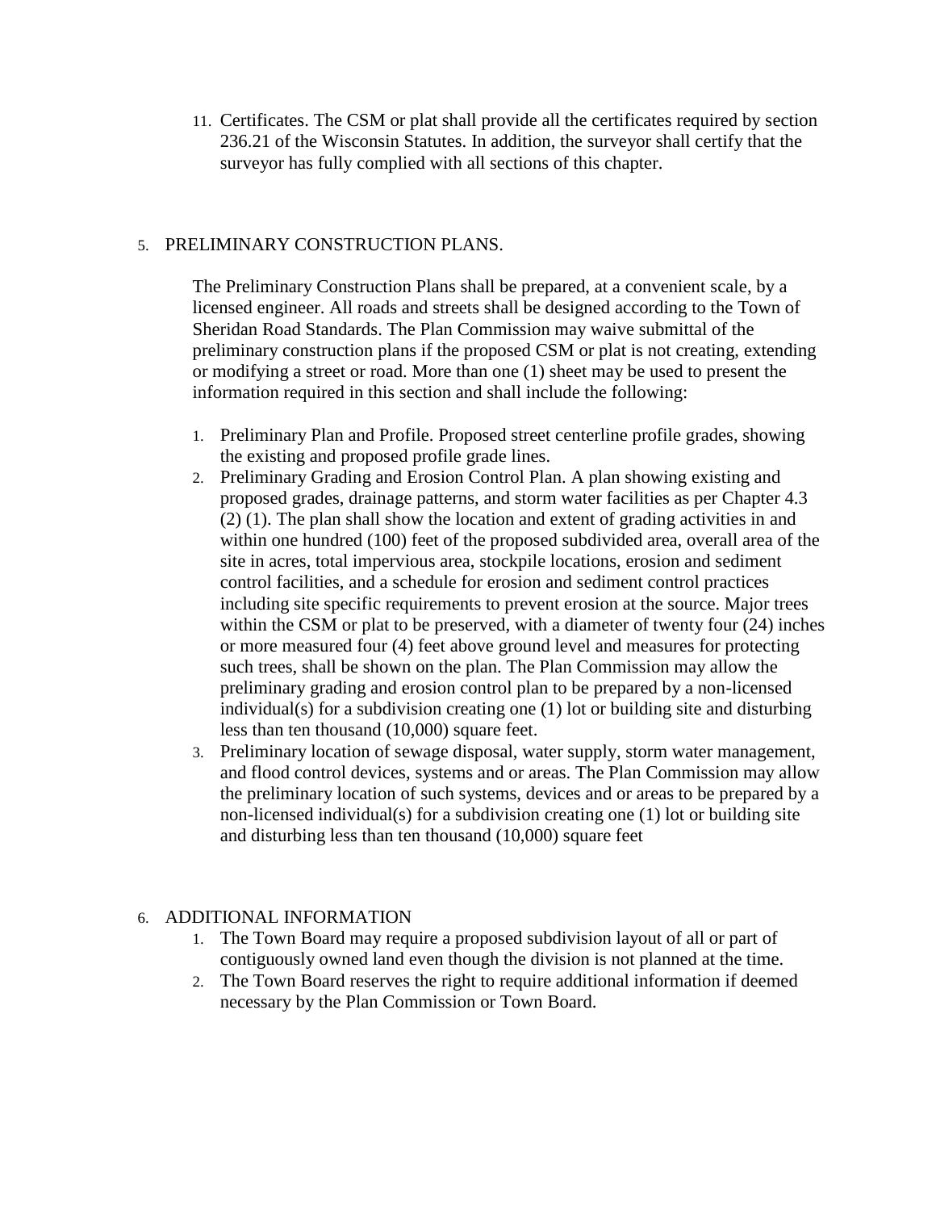11. Certificates. The CSM or plat shall provide all the certificates required by section 236.21 of the Wisconsin Statutes. In addition, the surveyor shall certify that the surveyor has fully complied with all sections of this chapter.

5. PRELIMINARY CONSTRUCTION PLANS.

   The Preliminary Construction Plans shall be prepared, at a convenient scale, by a licensed engineer. All roads and streets shall be designed according to the Town of Sheridan Road Standards. The Plan Commission may waive submittal of the preliminary construction plans if the proposed CSM or plat is not creating, extending or modifying a street or road. More than one (1) sheet may be used to present the information required in this section and shall include the following:

   1. Preliminary Plan and Profile. Proposed street centerline profile grades, showing the existing and proposed profile grade lines.
   2. Preliminary Grading and Erosion Control Plan. A plan showing existing and proposed grades, drainage patterns, and storm water facilities as per Chapter 4.3 (2) (1). The plan shall show the location and extent of grading activities in and within one hundred (100) feet of the proposed subdivided area, overall area of the site in acres, total impervious area, stockpile locations, erosion and sediment control facilities, and a schedule for erosion and sediment control practices including site specific requirements to prevent erosion at the source. Major trees within the CSM or plat to be preserved, with a diameter of twenty four (24) inches or more measured four (4) feet above ground level and measures for protecting such trees, shall be shown on the plan. The Plan Commission may allow the preliminary grading and erosion control plan to be prepared by a non-licensed individual(s) for a subdivision creating one (1) lot or building site and disturbing less than ten thousand (10,000) square feet.
   3. Preliminary location of sewage disposal, water supply, storm water management, and flood control devices, systems and or areas. The Plan Commission may allow the preliminary location of such systems, devices and or areas to be prepared by a non-licensed individual(s) for a subdivision creating one (1) lot or building site and disturbing less than ten thousand (10,000) square feet

6. ADDITIONAL INFORMATION
   1. The Town Board may require a proposed subdivision layout of all or part of contiguously owned land even though the division is not planned at the time.
   2. The Town Board reserves the right to require additional information if deemed necessary by the Plan Commission or Town Board.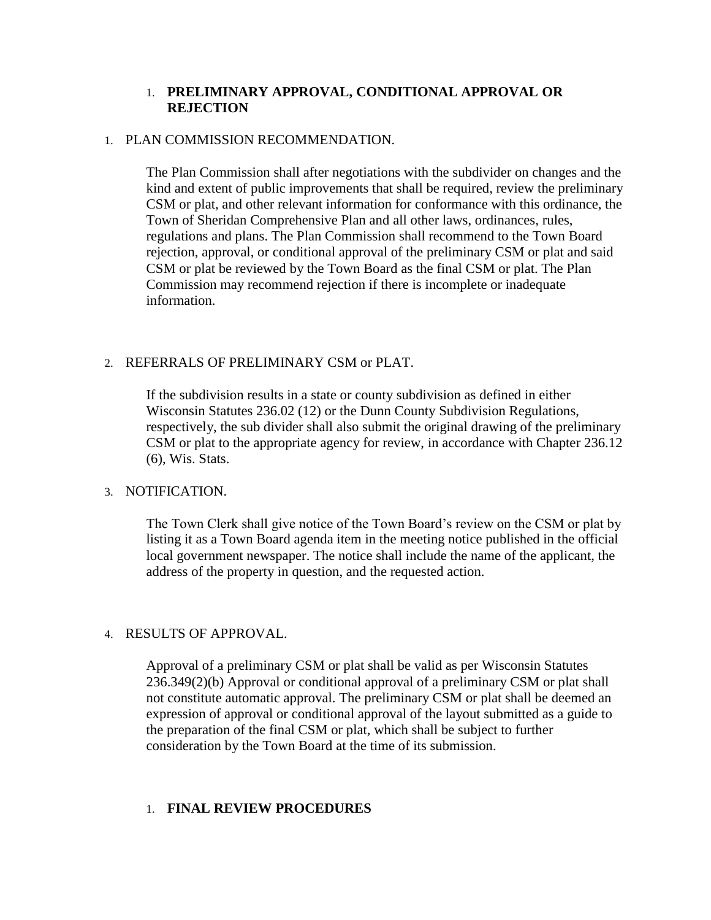## 1. PRELIMINARY APPROVAL, CONDITIONAL APPROVAL OR REJECTION

1. PLAN COMMISSION RECOMMENDATION.

   The Plan Commission shall after negotiations with the subdivider on changes and the kind and extent of public improvements that shall be required, review the preliminary CSM or plat, and other relevant information for conformance with this ordinance, the Town of Sheridan Comprehensive Plan and all other laws, ordinances, rules, regulations and plans. The Plan Commission shall recommend to the Town Board rejection, approval, or conditional approval of the preliminary CSM or plat and said CSM or plat be reviewed by the Town Board as the final CSM or plat. The Plan Commission may recommend rejection if there is incomplete or inadequate information.

2. REFERRALS OF PRELIMINARY CSM or PLAT.

   If the subdivision results in a state or county subdivision as defined in either Wisconsin Statutes 236.02 (12) or the Dunn County Subdivision Regulations, respectively, the sub divider shall also submit the original drawing of the preliminary CSM or plat to the appropriate agency for review, in accordance with Chapter 236.12 (6), Wis. Stats.

3. NOTIFICATION.

   The Town Clerk shall give notice of the Town Board's review on the CSM or plat by listing it as a Town Board agenda item in the meeting notice published in the official local government newspaper. The notice shall include the name of the applicant, the address of the property in question, and the requested action.

4. RESULTS OF APPROVAL.

   Approval of a preliminary CSM or plat shall be valid as per Wisconsin Statutes 236.349(2)(b) Approval or conditional approval of a preliminary CSM or plat shall not constitute automatic approval. The preliminary CSM or plat shall be deemed an expression of approval or conditional approval of the layout submitted as a guide to the preparation of the final CSM or plat, which shall be subject to further consideration by the Town Board at the time of its submission.

## 1. FINAL REVIEW PROCEDURES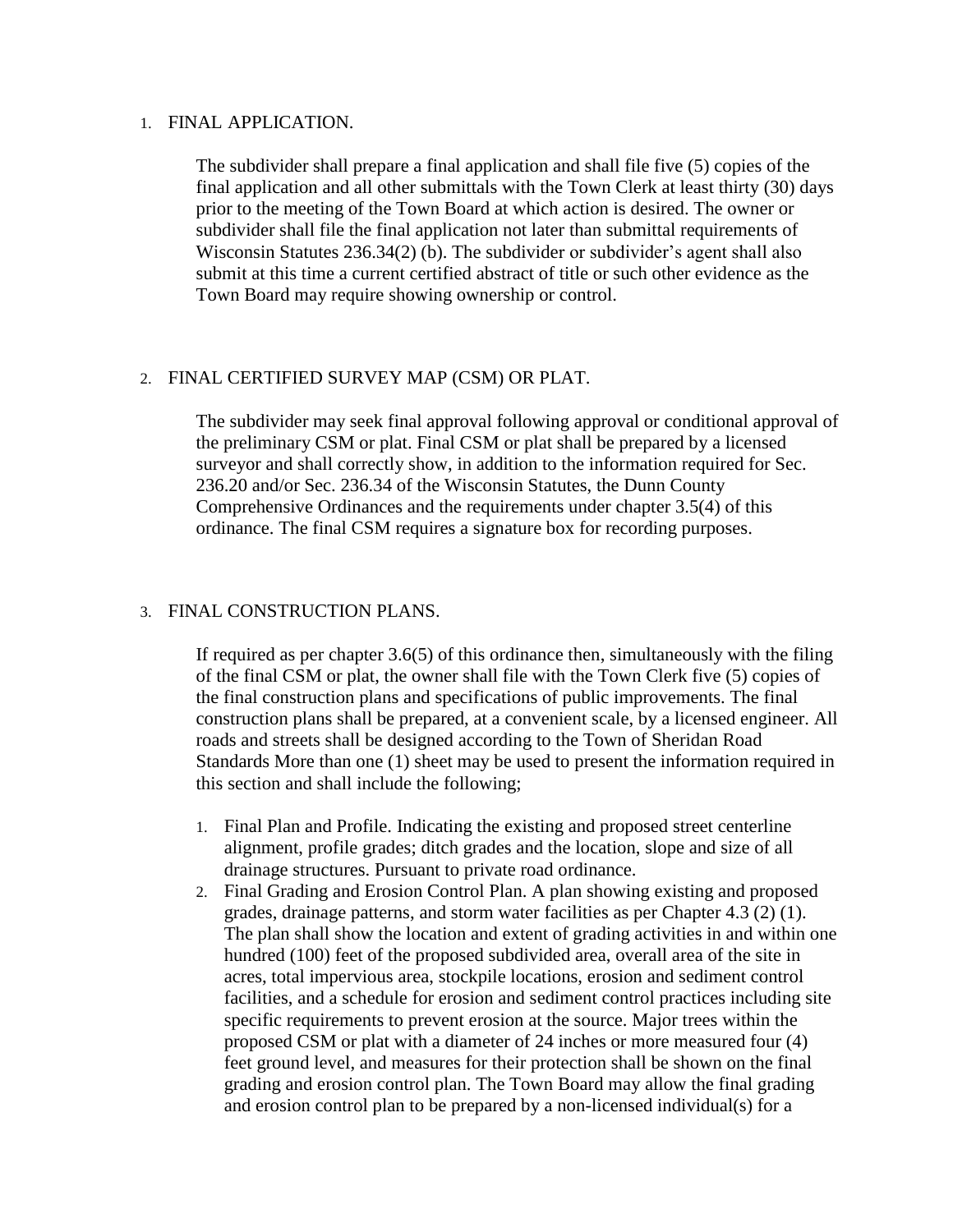1. FINAL APPLICATION.

   The subdivider shall prepare a final application and shall file five (5) copies of the final application and all other submittals with the Town Clerk at least thirty (30) days prior to the meeting of the Town Board at which action is desired. The owner or subdivider shall file the final application not later than submittal requirements of Wisconsin Statutes 236.34(2) (b). The subdivider or subdivider's agent shall also submit at this time a current certified abstract of title or such other evidence as the Town Board may require showing ownership or control.

2. FINAL CERTIFIED SURVEY MAP (CSM) OR PLAT.

   The subdivider may seek final approval following approval or conditional approval of the preliminary CSM or plat. Final CSM or plat shall be prepared by a licensed surveyor and shall correctly show, in addition to the information required for Sec. 236.20 and/or Sec. 236.34 of the Wisconsin Statutes, the Dunn County Comprehensive Ordinances and the requirements under chapter 3.5(4) of this ordinance. The final CSM requires a signature box for recording purposes.

3. FINAL CONSTRUCTION PLANS.

   If required as per chapter 3.6(5) of this ordinance then, simultaneously with the filing of the final CSM or plat, the owner shall file with the Town Clerk five (5) copies of the final construction plans and specifications of public improvements. The final construction plans shall be prepared, at a convenient scale, by a licensed engineer. All roads and streets shall be designed according to the Town of Sheridan Road Standards More than one (1) sheet may be used to present the information required in this section and shall include the following;

   1. Final Plan and Profile. Indicating the existing and proposed street centerline alignment, profile grades; ditch grades and the location, slope and size of all drainage structures. Pursuant to private road ordinance.
   2. Final Grading and Erosion Control Plan. A plan showing existing and proposed grades, drainage patterns, and storm water facilities as per Chapter 4.3 (2) (1). The plan shall show the location and extent of grading activities in and within one hundred (100) feet of the proposed subdivided area, overall area of the site in acres, total impervious area, stockpile locations, erosion and sediment control facilities, and a schedule for erosion and sediment control practices including site specific requirements to prevent erosion at the source. Major trees within the proposed CSM or plat with a diameter of 24 inches or more measured four (4) feet ground level, and measures for their protection shall be shown on the final grading and erosion control plan. The Town Board may allow the final grading and erosion control plan to be prepared by a non-licensed individual(s) for a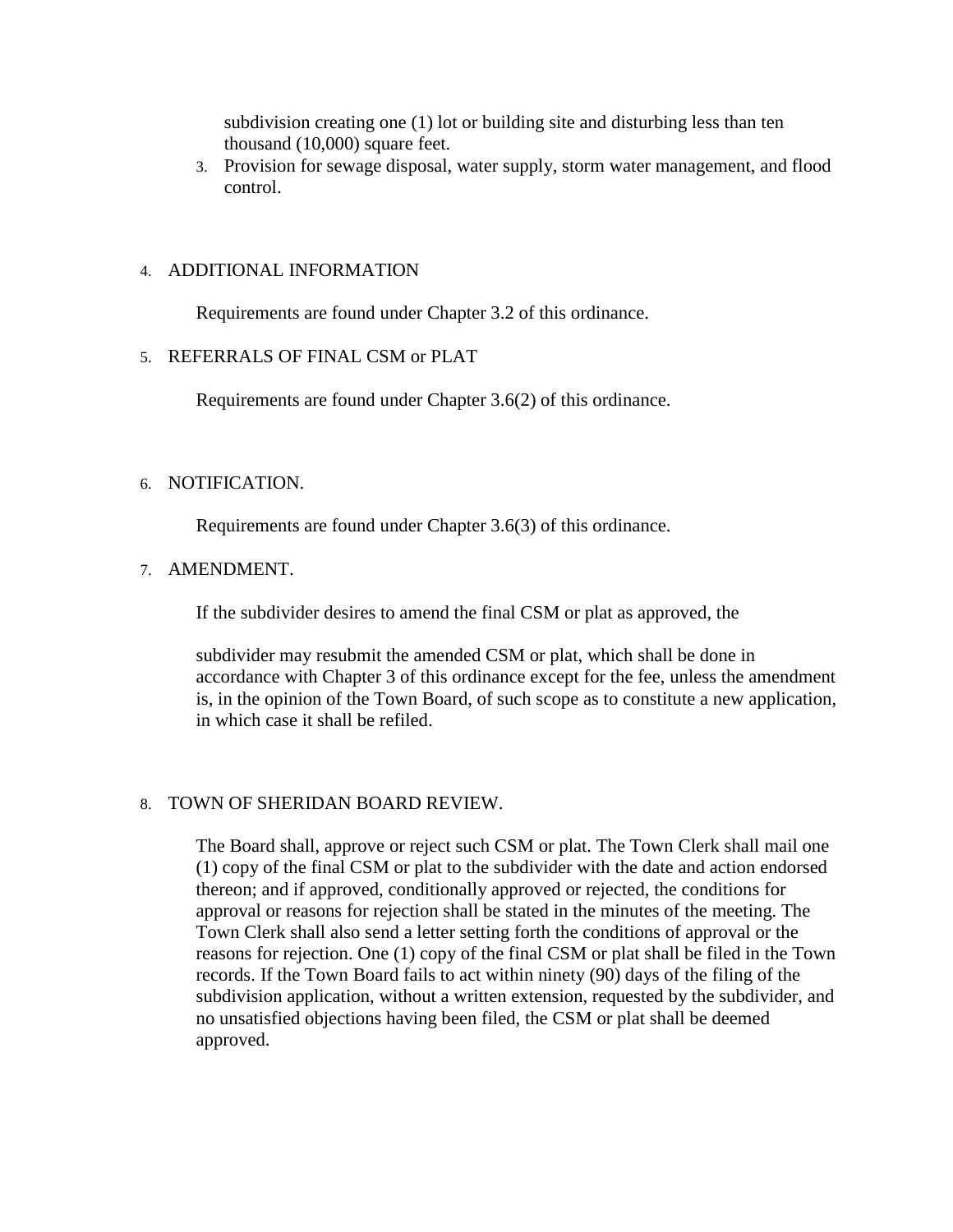subdivision creating one (1) lot or building site and disturbing less than ten thousand (10,000) square feet.

3. Provision for sewage disposal, water supply, storm water management, and flood control.

4. ADDITIONAL INFORMATION

   Requirements are found under Chapter 3.2 of this ordinance.

5. REFERRALS OF FINAL CSM or PLAT

   Requirements are found under Chapter 3.6(2) of this ordinance.

6. NOTIFICATION.

   Requirements are found under Chapter 3.6(3) of this ordinance.

7. AMENDMENT.

   If the subdivider desires to amend the final CSM or plat as approved, the

   subdivider may resubmit the amended CSM or plat, which shall be done in accordance with Chapter 3 of this ordinance except for the fee, unless the amendment is, in the opinion of the Town Board, of such scope as to constitute a new application, in which case it shall be refiled.

8. TOWN OF SHERIDAN BOARD REVIEW.

   The Board shall, approve or reject such CSM or plat. The Town Clerk shall mail one (1) copy of the final CSM or plat to the subdivider with the date and action endorsed thereon; and if approved, conditionally approved or rejected, the conditions for approval or reasons for rejection shall be stated in the minutes of the meeting. The Town Clerk shall also send a letter setting forth the conditions of approval or the reasons for rejection. One (1) copy of the final CSM or plat shall be filed in the Town records. If the Town Board fails to act within ninety (90) days of the filing of the subdivision application, without a written extension, requested by the subdivider, and no unsatisfied objections having been filed, the CSM or plat shall be deemed approved.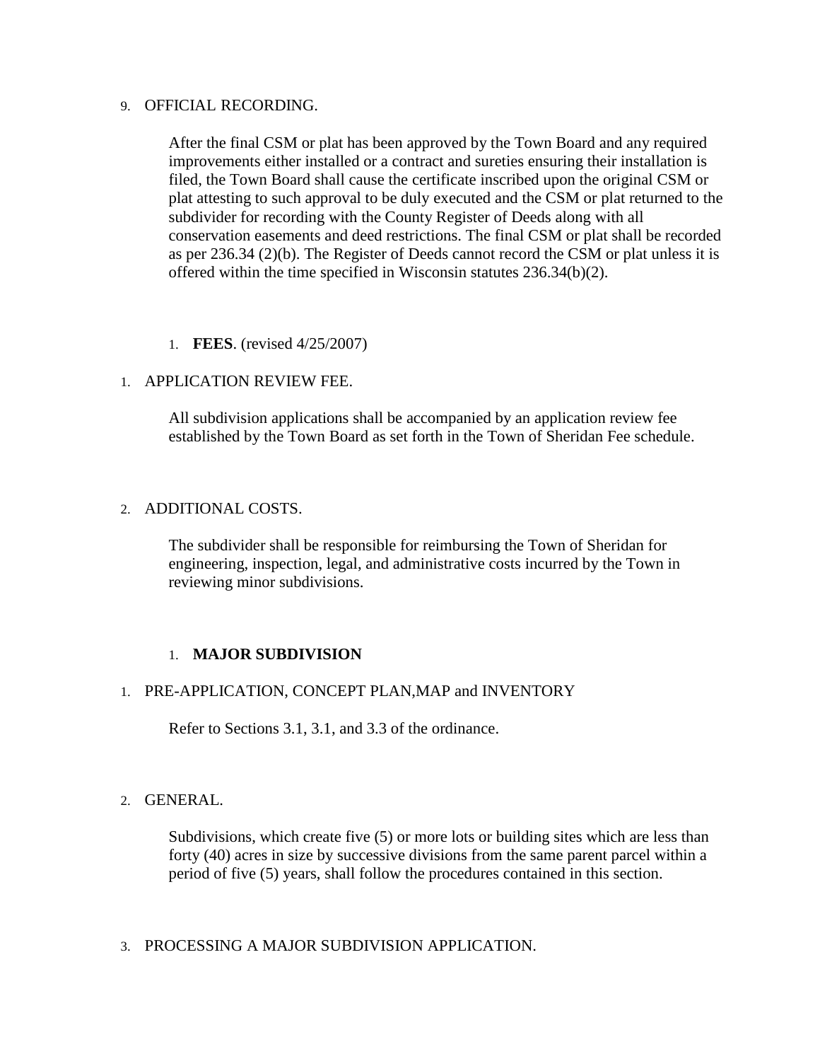9. OFFICIAL RECORDING.

   After the final CSM or plat has been approved by the Town Board and any required improvements either installed or a contract and sureties ensuring their installation is filed, the Town Board shall cause the certificate inscribed upon the original CSM or plat attesting to such approval to be duly executed and the CSM or plat returned to the subdivider for recording with the County Register of Deeds along with all conservation easements and deed restrictions. The final CSM or plat shall be recorded as per 236.34 (2)(b). The Register of Deeds cannot record the CSM or plat unless it is offered within the time specified in Wisconsin statutes 236.34(b)(2).

1. **FEES**. (revised 4/25/2007)

1. APPLICATION REVIEW FEE.

   All subdivision applications shall be accompanied by an application review fee established by the Town Board as set forth in the Town of Sheridan Fee schedule.

2. ADDITIONAL COSTS.

   The subdivider shall be responsible for reimbursing the Town of Sheridan for engineering, inspection, legal, and administrative costs incurred by the Town in reviewing minor subdivisions.

1. **MAJOR SUBDIVISION**

1. PRE-APPLICATION, CONCEPT PLAN,MAP and INVENTORY

   Refer to Sections 3.1, 3.1, and 3.3 of the ordinance.

2. GENERAL.

   Subdivisions, which create five (5) or more lots or building sites which are less than forty (40) acres in size by successive divisions from the same parent parcel within a period of five (5) years, shall follow the procedures contained in this section.

3. PROCESSING A MAJOR SUBDIVISION APPLICATION.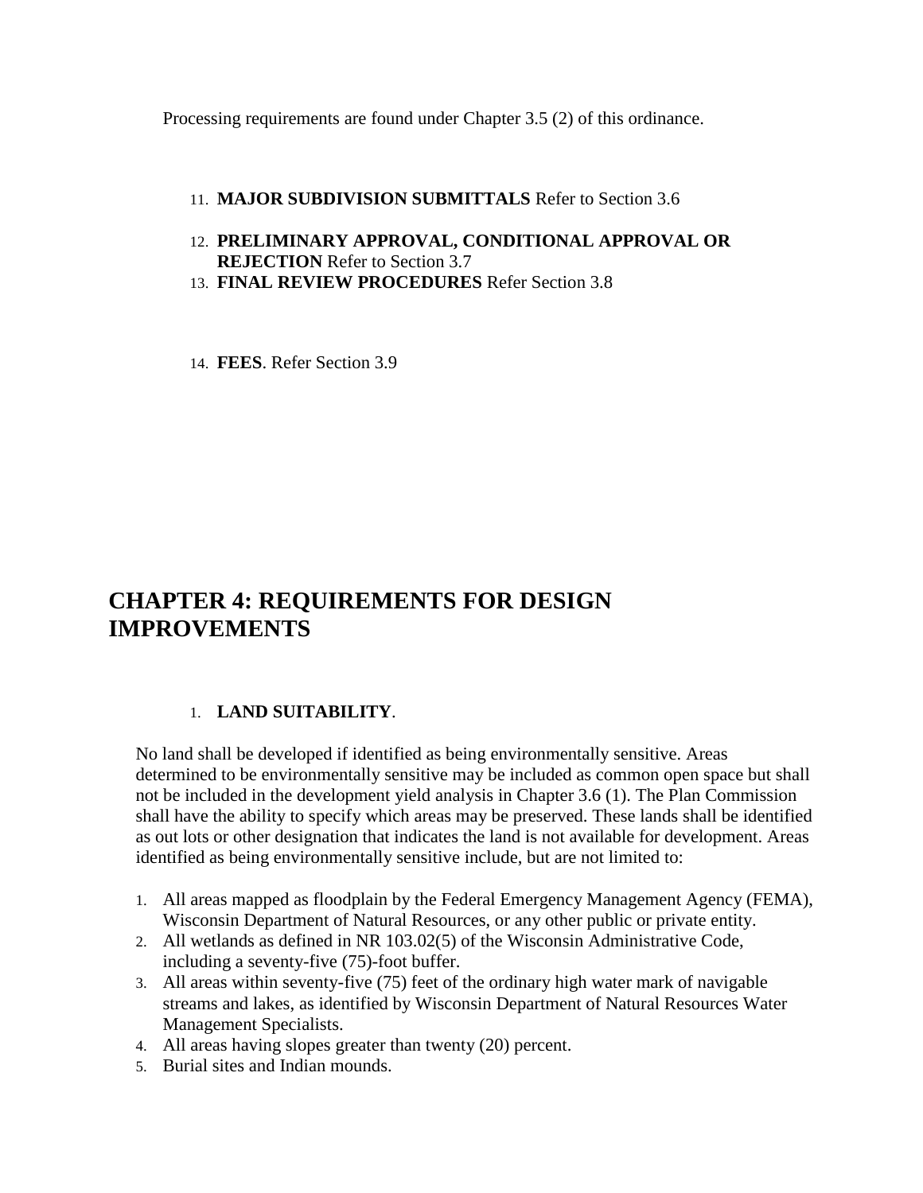Processing requirements are found under Chapter 3.5 (2) of this ordinance.

11. **MAJOR SUBDIVISION SUBMITTALS** Refer to Section 3.6
12. **PRELIMINARY APPROVAL, CONDITIONAL APPROVAL OR REJECTION** Refer to Section 3.7
13. **FINAL REVIEW PROCEDURES** Refer Section 3.8
14. **FEES**. Refer Section 3.9

# CHAPTER 4: REQUIREMENTS FOR DESIGN IMPROVEMENTS

1. **LAND SUITABILITY**.

No land shall be developed if identified as being environmentally sensitive. Areas determined to be environmentally sensitive may be included as common open space but shall not be included in the development yield analysis in Chapter 3.6 (1). The Plan Commission shall have the ability to specify which areas may be preserved. These lands shall be identified as out lots or other designation that indicates the land is not available for development. Areas identified as being environmentally sensitive include, but are not limited to:

1. All areas mapped as floodplain by the Federal Emergency Management Agency (FEMA), Wisconsin Department of Natural Resources, or any other public or private entity.
2. All wetlands as defined in NR 103.02(5) of the Wisconsin Administrative Code, including a seventy-five (75)-foot buffer.
3. All areas within seventy-five (75) feet of the ordinary high water mark of navigable streams and lakes, as identified by Wisconsin Department of Natural Resources Water Management Specialists.
4. All areas having slopes greater than twenty (20) percent.
5. Burial sites and Indian mounds.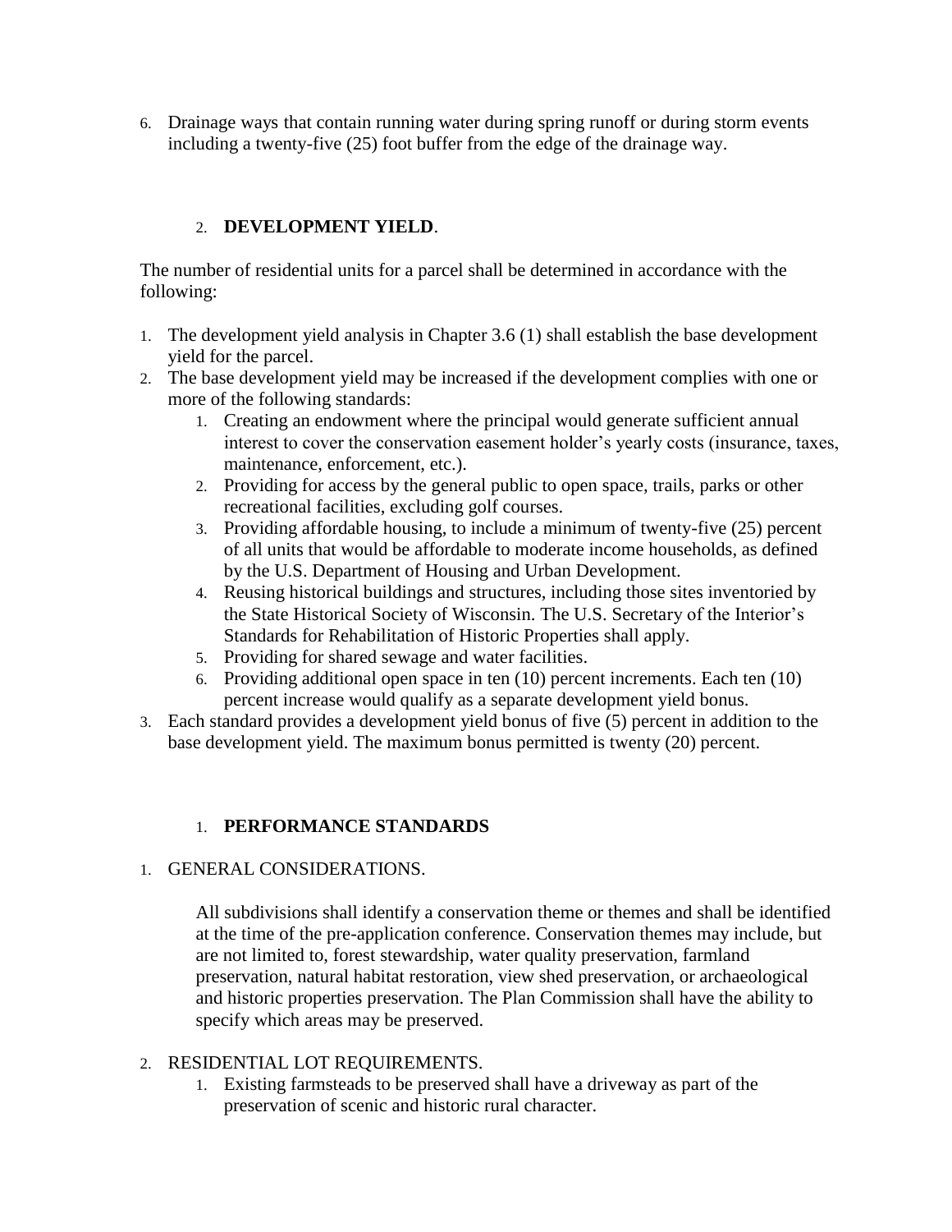6. Drainage ways that contain running water during spring runoff or during storm events including a twenty-five (25) foot buffer from the edge of the drainage way.

2. **DEVELOPMENT YIELD**.

The number of residential units for a parcel shall be determined in accordance with the following:

1. The development yield analysis in Chapter 3.6 (1) shall establish the base development yield for the parcel.
2. The base development yield may be increased if the development complies with one or more of the following standards:
    1. Creating an endowment where the principal would generate sufficient annual interest to cover the conservation easement holder's yearly costs (insurance, taxes, maintenance, enforcement, etc.).
    2. Providing for access by the general public to open space, trails, parks or other recreational facilities, excluding golf courses.
    3. Providing affordable housing, to include a minimum of twenty-five (25) percent of all units that would be affordable to moderate income households, as defined by the U.S. Department of Housing and Urban Development.
    4. Reusing historical buildings and structures, including those sites inventoried by the State Historical Society of Wisconsin. The U.S. Secretary of the Interior's Standards for Rehabilitation of Historic Properties shall apply.
    5. Providing for shared sewage and water facilities.
    6. Providing additional open space in ten (10) percent increments. Each ten (10) percent increase would qualify as a separate development yield bonus.
3. Each standard provides a development yield bonus of five (5) percent in addition to the base development yield. The maximum bonus permitted is twenty (20) percent.

1. **PERFORMANCE STANDARDS**

1. GENERAL CONSIDERATIONS.

    All subdivisions shall identify a conservation theme or themes and shall be identified at the time of the pre-application conference. Conservation themes may include, but are not limited to, forest stewardship, water quality preservation, farmland preservation, natural habitat restoration, view shed preservation, or archaeological and historic properties preservation. The Plan Commission shall have the ability to specify which areas may be preserved.

2. RESIDENTIAL LOT REQUIREMENTS.
    1. Existing farmsteads to be preserved shall have a driveway as part of the preservation of scenic and historic rural character.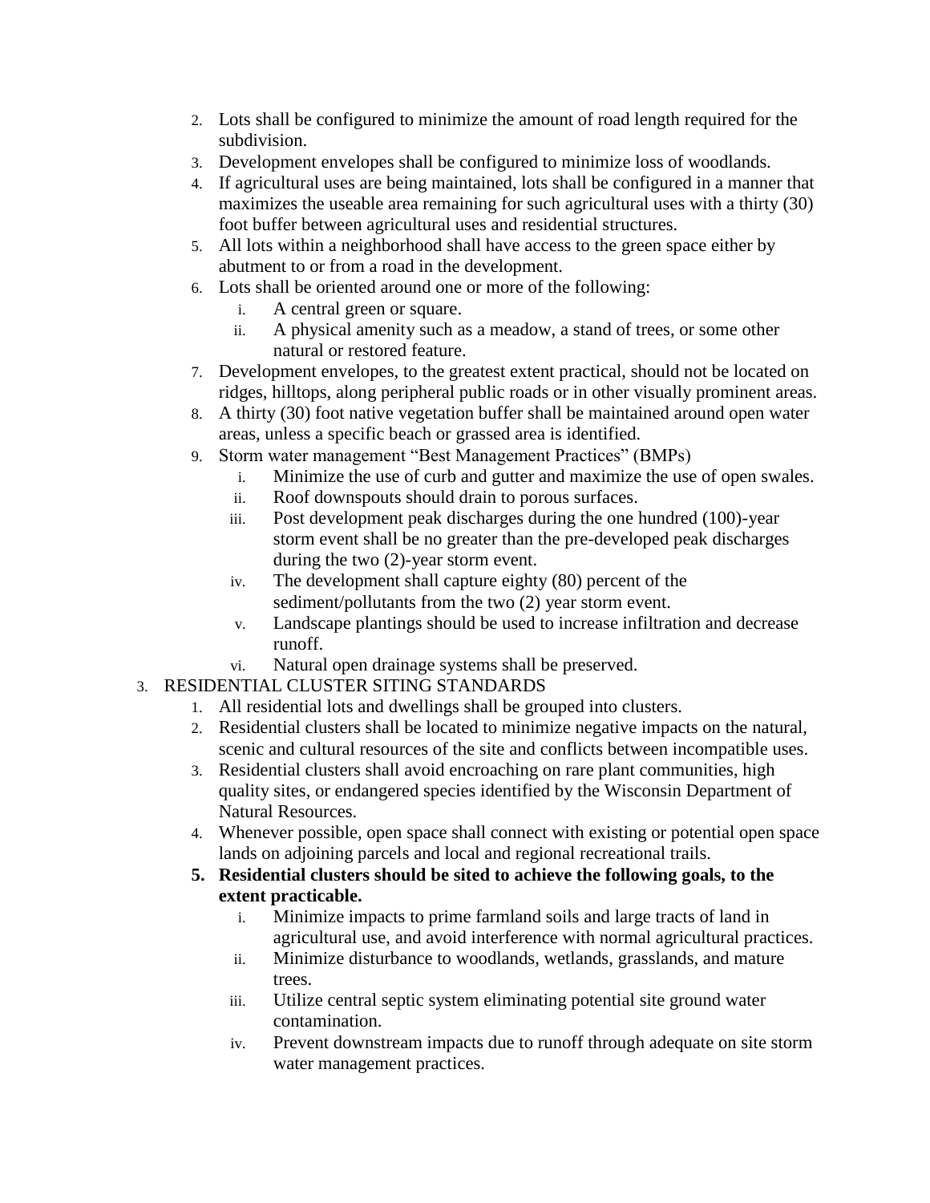2. Lots shall be configured to minimize the amount of road length required for the subdivision.
3. Development envelopes shall be configured to minimize loss of woodlands.
4. If agricultural uses are being maintained, lots shall be configured in a manner that maximizes the useable area remaining for such agricultural uses with a thirty (30) foot buffer between agricultural uses and residential structures.
5. All lots within a neighborhood shall have access to the green space either by abutment to or from a road in the development.
6. Lots shall be oriented around one or more of the following:
    i. A central green or square.
    ii. A physical amenity such as a meadow, a stand of trees, or some other natural or restored feature.
7. Development envelopes, to the greatest extent practical, should not be located on ridges, hilltops, along peripheral public roads or in other visually prominent areas.
8. A thirty (30) foot native vegetation buffer shall be maintained around open water areas, unless a specific beach or grassed area is identified.
9. Storm water management "Best Management Practices" (BMPs)
    i. Minimize the use of curb and gutter and maximize the use of open swales.
    ii. Roof downspouts should drain to porous surfaces.
    iii. Post development peak discharges during the one hundred (100)-year storm event shall be no greater than the pre-developed peak discharges during the two (2)-year storm event.
    iv. The development shall capture eighty (80) percent of the sediment/pollutants from the two (2) year storm event.
    v. Landscape plantings should be used to increase infiltration and decrease runoff.
    vi. Natural open drainage systems shall be preserved.

3. RESIDENTIAL CLUSTER SITING STANDARDS
    1. All residential lots and dwellings shall be grouped into clusters.
    2. Residential clusters shall be located to minimize negative impacts on the natural, scenic and cultural resources of the site and conflicts between incompatible uses.
    3. Residential clusters shall avoid encroaching on rare plant communities, high quality sites, or endangered species identified by the Wisconsin Department of Natural Resources.
    4. Whenever possible, open space shall connect with existing or potential open space lands on adjoining parcels and local and regional recreational trails.
    5. **Residential clusters should be sited to achieve the following goals, to the extent practicable.**
        i. Minimize impacts to prime farmland soils and large tracts of land in agricultural use, and avoid interference with normal agricultural practices.
        ii. Minimize disturbance to woodlands, wetlands, grasslands, and mature trees.
        iii. Utilize central septic system eliminating potential site ground water contamination.
        iv. Prevent downstream impacts due to runoff through adequate on site storm water management practices.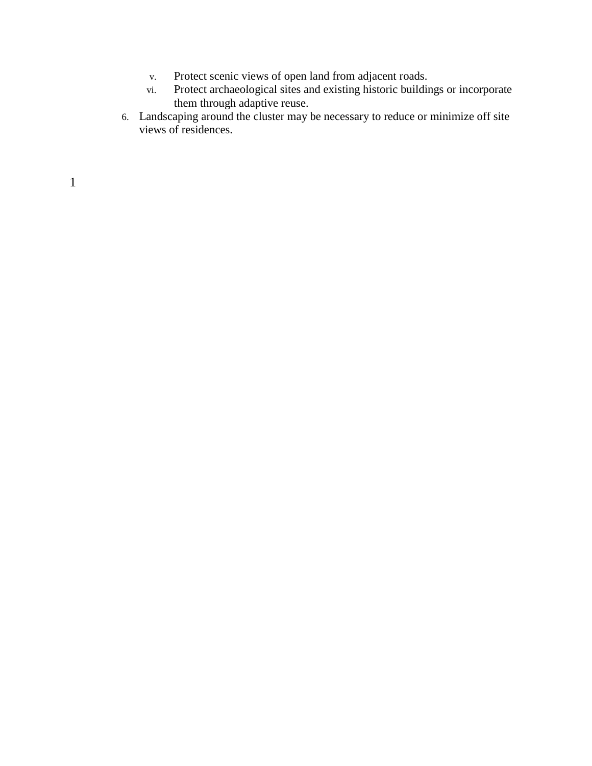v. Protect scenic views of open land from adjacent roads.
   vi. Protect archaeological sites and existing historic buildings or incorporate them through adaptive reuse.

6. Landscaping around the cluster may be necessary to reduce or minimize off site views of residences.